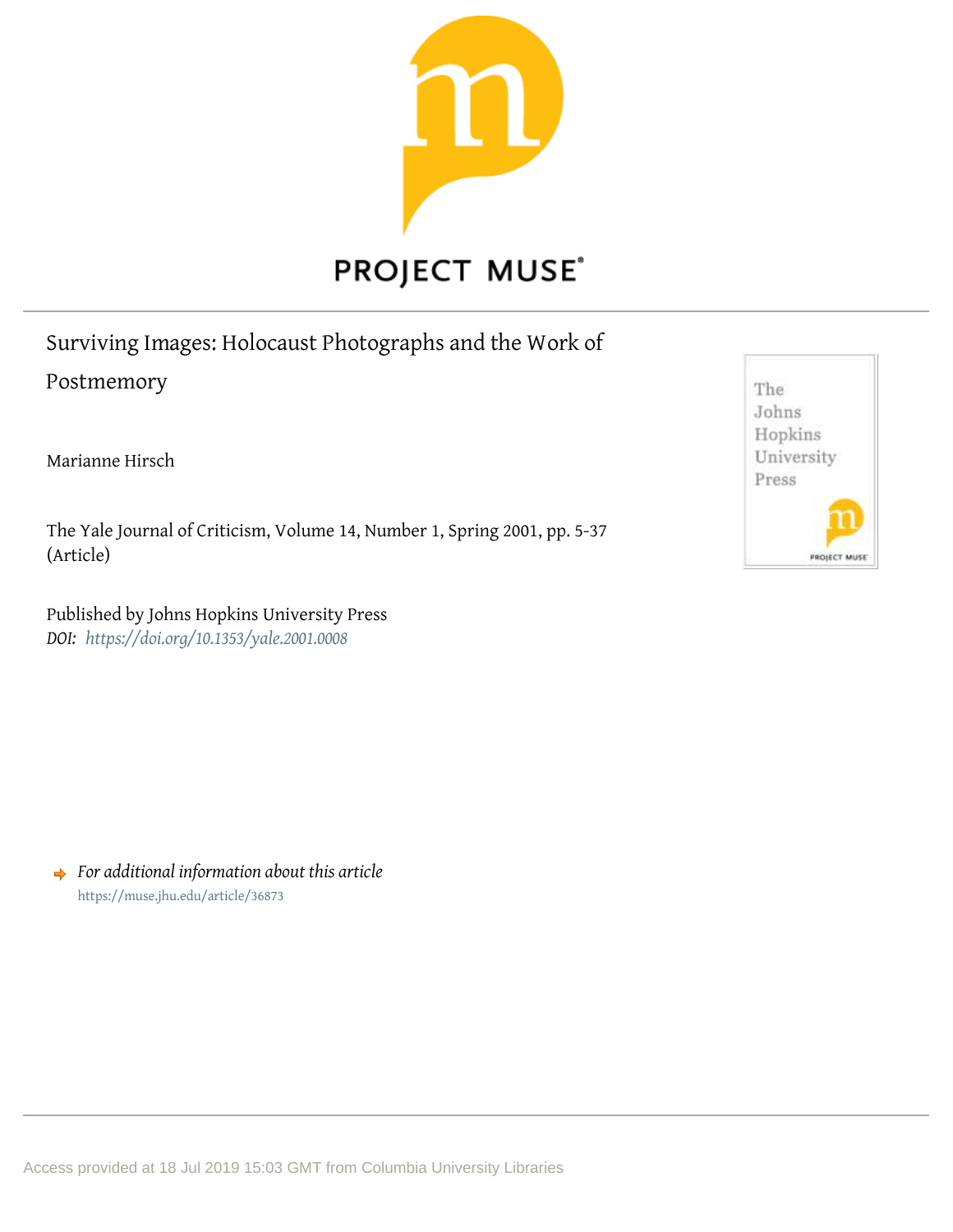PROJECT MUSE®

# Surviving Images: Holocaust Photographs and the Work of Postmemory

Marianne Hirsch

The Yale Journal of Criticism, Volume 14, Number 1, Spring 2001, pp. 5-37 (Article)

Published by Johns Hopkins University Press

*DOI: https://doi.org/10.1353/yale.2001.0008*

*For additional information about this article*

https://muse.jhu.edu/article/36873

Access provided at 18 Jul 2019 15:03 GMT from Columbia University Libraries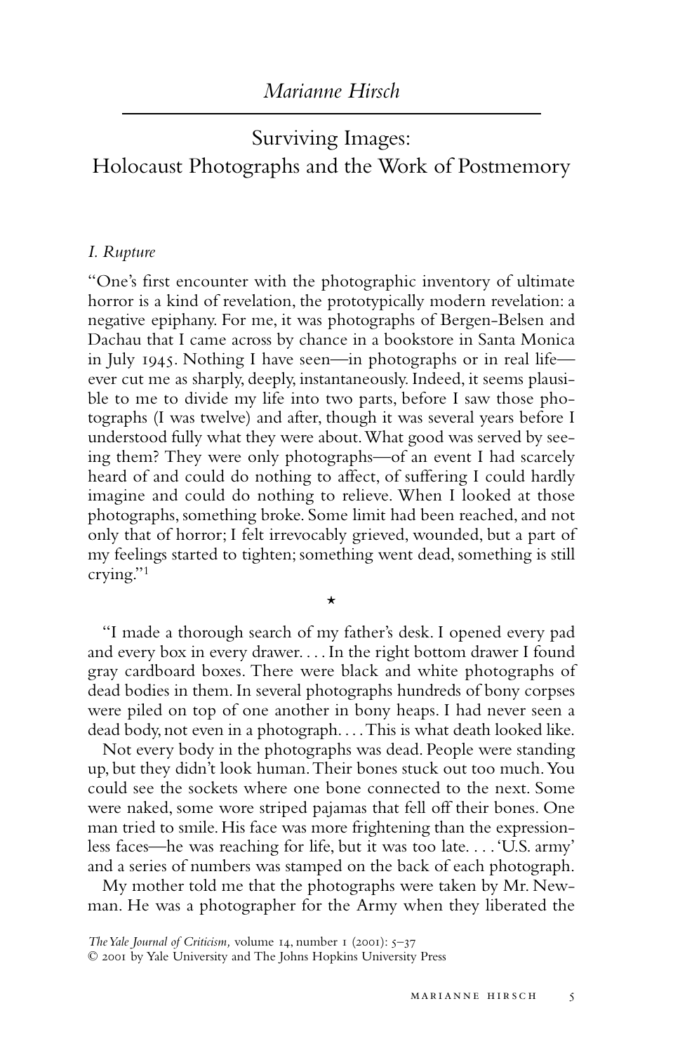*Marianne Hirsch*

# Surviving Images: Holocaust Photographs and the Work of Postmemory

## *I. Rupture*

"One's first encounter with the photographic inventory of ultimate horror is a kind of revelation, the prototypically modern revelation: a negative epiphany. For me, it was photographs of Bergen-Belsen and Dachau that I came across by chance in a bookstore in Santa Monica in July 1945. Nothing I have seen—in photographs or in real life—ever cut me as sharply, deeply, instantaneously. Indeed, it seems plausible to me to divide my life into two parts, before I saw those photographs (I was twelve) and after, though it was several years before I understood fully what they were about. What good was served by seeing them? They were only photographs—of an event I had scarcely heard of and could do nothing to affect, of suffering I could hardly imagine and could do nothing to relieve. When I looked at those photographs, something broke. Some limit had been reached, and not only that of horror; I felt irrevocably grieved, wounded, but a part of my feelings started to tighten; something went dead, something is still crying."[1]

*

"I made a thorough search of my father's desk. I opened every pad and every box in every drawer. . . . In the right bottom drawer I found gray cardboard boxes. There were black and white photographs of dead bodies in them. In several photographs hundreds of bony corpses were piled on top of one another in bony heaps. I had never seen a dead body, not even in a photograph. . . . This is what death looked like.

Not every body in the photographs was dead. People were standing up, but they didn't look human. Their bones stuck out too much. You could see the sockets where one bone connected to the next. Some were naked, some wore striped pajamas that fell off their bones. One man tried to smile. His face was more frightening than the expressionless faces—he was reaching for life, but it was too late. . . . 'U.S. army' and a series of numbers was stamped on the back of each photograph.

My mother told me that the photographs were taken by Mr. Newman. He was a photographer for the Army when they liberated the

*The Yale Journal of Criticism,* volume 14, number 1 (2001): 5–37
© 2001 by Yale University and The Johns Hopkins University Press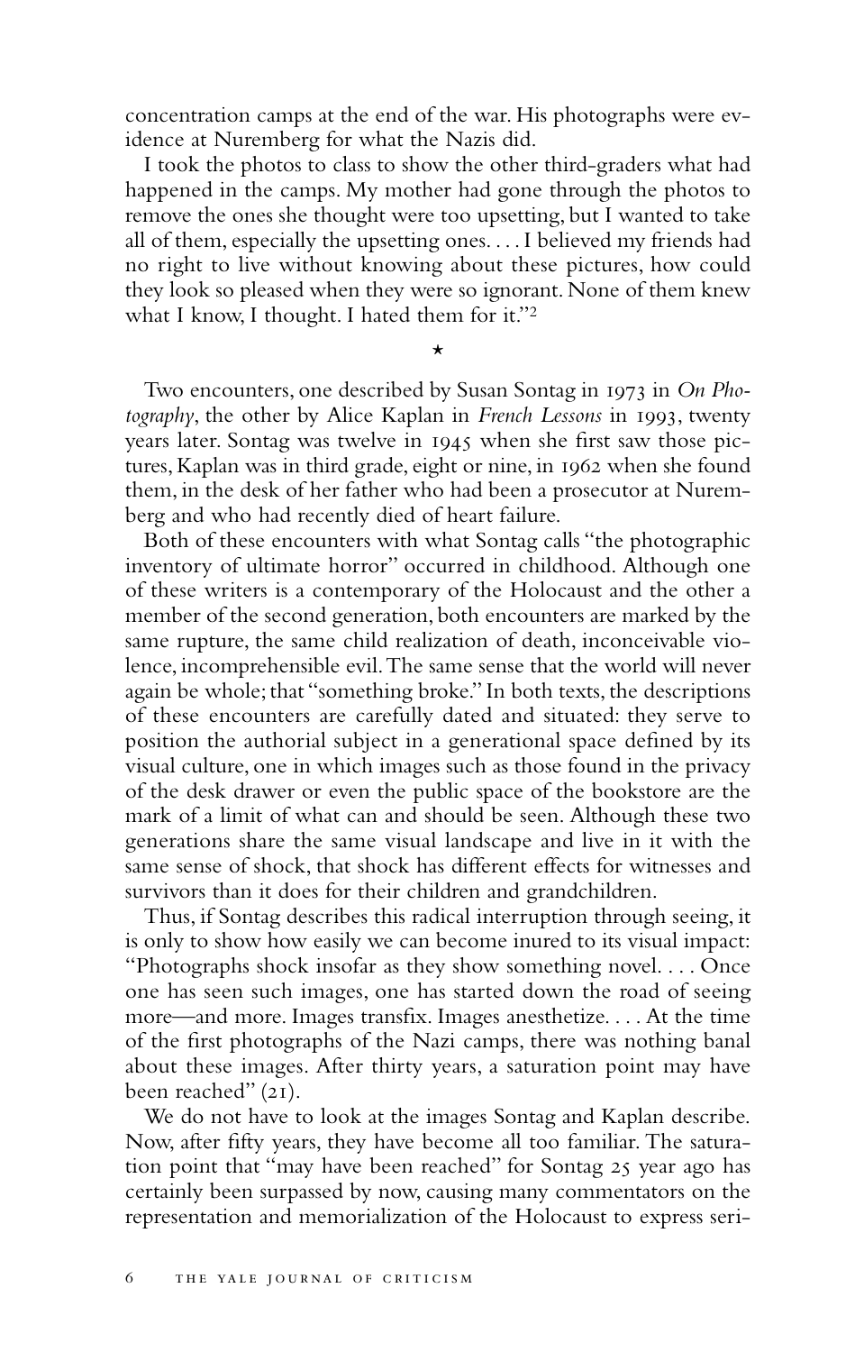concentration camps at the end of the war. His photographs were evidence at Nuremberg for what the Nazis did.

I took the photos to class to show the other third-graders what had happened in the camps. My mother had gone through the photos to remove the ones she thought were too upsetting, but I wanted to take all of them, especially the upsetting ones. . . . I believed my friends had no right to live without knowing about these pictures, how could they look so pleased when they were so ignorant. None of them knew what I know, I thought. I hated them for it."[2]

*

Two encounters, one described by Susan Sontag in 1973 in *On Photography*, the other by Alice Kaplan in *French Lessons* in 1993, twenty years later. Sontag was twelve in 1945 when she first saw those pictures, Kaplan was in third grade, eight or nine, in 1962 when she found them, in the desk of her father who had been a prosecutor at Nuremberg and who had recently died of heart failure.

Both of these encounters with what Sontag calls "the photographic inventory of ultimate horror" occurred in childhood. Although one of these writers is a contemporary of the Holocaust and the other a member of the second generation, both encounters are marked by the same rupture, the same child realization of death, inconceivable violence, incomprehensible evil. The same sense that the world will never again be whole; that "something broke." In both texts, the descriptions of these encounters are carefully dated and situated: they serve to position the authorial subject in a generational space defined by its visual culture, one in which images such as those found in the privacy of the desk drawer or even the public space of the bookstore are the mark of a limit of what can and should be seen. Although these two generations share the same visual landscape and live in it with the same sense of shock, that shock has different effects for witnesses and survivors than it does for their children and grandchildren.

Thus, if Sontag describes this radical interruption through seeing, it is only to show how easily we can become inured to its visual impact: "Photographs shock insofar as they show something novel. . . . Once one has seen such images, one has started down the road of seeing more—and more. Images transfix. Images anesthetize. . . . At the time of the first photographs of the Nazi camps, there was nothing banal about these images. After thirty years, a saturation point may have been reached" (21).

We do not have to look at the images Sontag and Kaplan describe. Now, after fifty years, they have become all too familiar. The saturation point that "may have been reached" for Sontag 25 year ago has certainly been surpassed by now, causing many commentators on the representation and memorialization of the Holocaust to express seri-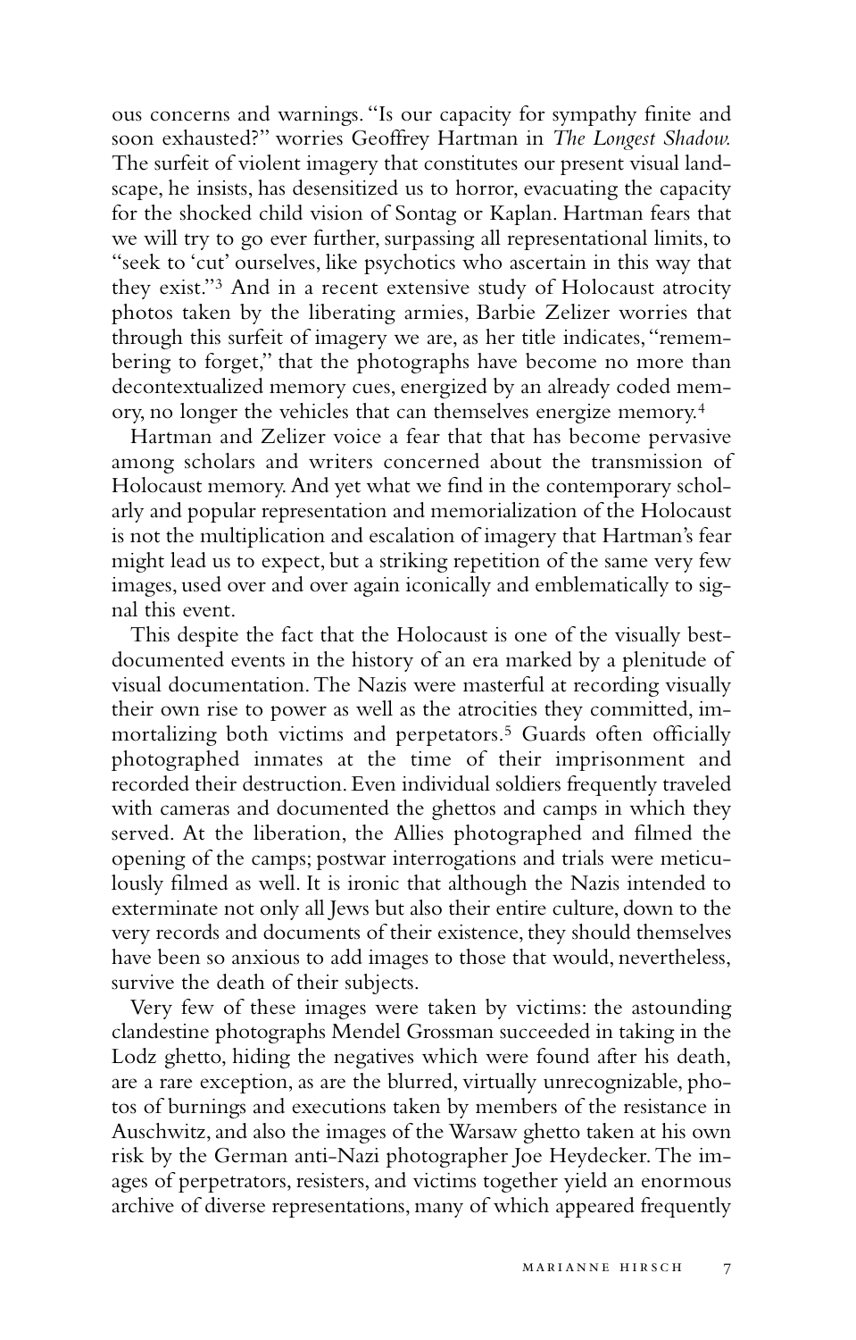ous concerns and warnings. "Is our capacity for sympathy finite and soon exhausted?" worries Geoffrey Hartman in *The Longest Shadow.* The surfeit of violent imagery that constitutes our present visual landscape, he insists, has desensitized us to horror, evacuating the capacity for the shocked child vision of Sontag or Kaplan. Hartman fears that we will try to go ever further, surpassing all representational limits, to "seek to 'cut' ourselves, like psychotics who ascertain in this way that they exist."[3] And in a recent extensive study of Holocaust atrocity photos taken by the liberating armies, Barbie Zelizer worries that through this surfeit of imagery we are, as her title indicates, "remembering to forget," that the photographs have become no more than decontextualized memory cues, energized by an already coded memory, no longer the vehicles that can themselves energize memory.[4]

Hartman and Zelizer voice a fear that that has become pervasive among scholars and writers concerned about the transmission of Holocaust memory. And yet what we find in the contemporary scholarly and popular representation and memorialization of the Holocaust is not the multiplication and escalation of imagery that Hartman's fear might lead us to expect, but a striking repetition of the same very few images, used over and over again iconically and emblematically to signal this event.

This despite the fact that the Holocaust is one of the visually best-documented events in the history of an era marked by a plenitude of visual documentation. The Nazis were masterful at recording visually their own rise to power as well as the atrocities they committed, immortalizing both victims and perpetrators.[5] Guards often officially photographed inmates at the time of their imprisonment and recorded their destruction. Even individual soldiers frequently traveled with cameras and documented the ghettos and camps in which they served. At the liberation, the Allies photographed and filmed the opening of the camps; postwar interrogations and trials were meticulously filmed as well. It is ironic that although the Nazis intended to exterminate not only all Jews but also their entire culture, down to the very records and documents of their existence, they should themselves have been so anxious to add images to those that would, nevertheless, survive the death of their subjects.

Very few of these images were taken by victims: the astounding clandestine photographs Mendel Grossman succeeded in taking in the Lodz ghetto, hiding the negatives which were found after his death, are a rare exception, as are the blurred, virtually unrecognizable, photos of burnings and executions taken by members of the resistance in Auschwitz, and also the images of the Warsaw ghetto taken at his own risk by the German anti-Nazi photographer Joe Heydecker. The images of perpetrators, resisters, and victims together yield an enormous archive of diverse representations, many of which appeared frequently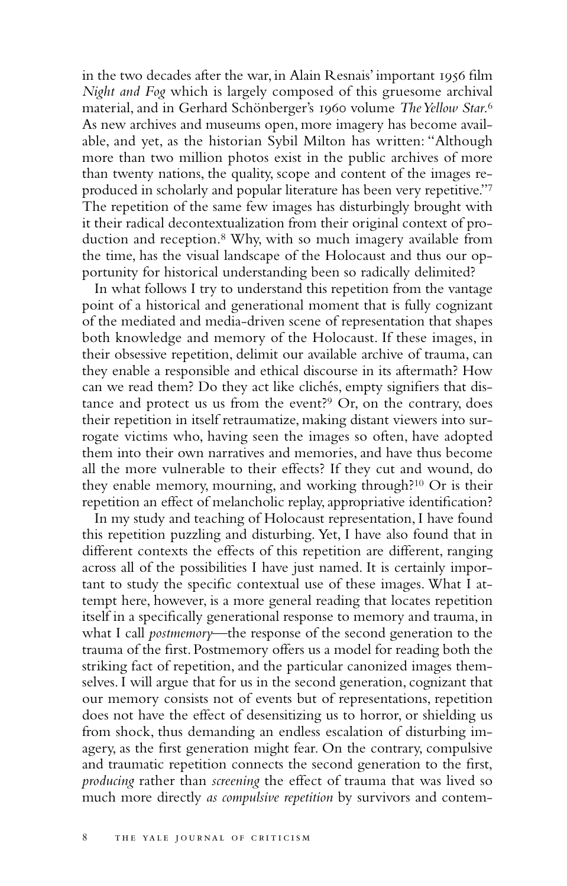in the two decades after the war, in Alain Resnais' important 1956 film *Night and Fog* which is largely composed of this gruesome archival material, and in Gerhard Schönberger's 1960 volume *The Yellow Star*.[6] As new archives and museums open, more imagery has become available, and yet, as the historian Sybil Milton has written: "Although more than two million photos exist in the public archives of more than twenty nations, the quality, scope and content of the images reproduced in scholarly and popular literature has been very repetitive."[7] The repetition of the same few images has disturbingly brought with it their radical decontextualization from their original context of production and reception.[8] Why, with so much imagery available from the time, has the visual landscape of the Holocaust and thus our opportunity for historical understanding been so radically delimited?

In what follows I try to understand this repetition from the vantage point of a historical and generational moment that is fully cognizant of the mediated and media-driven scene of representation that shapes both knowledge and memory of the Holocaust. If these images, in their obsessive repetition, delimit our available archive of trauma, can they enable a responsible and ethical discourse in its aftermath? How can we read them? Do they act like clichés, empty signifiers that distance and protect us us from the event?[9] Or, on the contrary, does their repetition in itself retraumatize, making distant viewers into surrogate victims who, having seen the images so often, have adopted them into their own narratives and memories, and have thus become all the more vulnerable to their effects? If they cut and wound, do they enable memory, mourning, and working through?[10] Or is their repetition an effect of melancholic replay, appropriative identification?

In my study and teaching of Holocaust representation, I have found this repetition puzzling and disturbing. Yet, I have also found that in different contexts the effects of this repetition are different, ranging across all of the possibilities I have just named. It is certainly important to study the specific contextual use of these images. What I attempt here, however, is a more general reading that locates repetition itself in a specifically generational response to memory and trauma, in what I call *postmemory*—the response of the second generation to the trauma of the first. Postmemory offers us a model for reading both the striking fact of repetition, and the particular canonized images themselves. I will argue that for us in the second generation, cognizant that our memory consists not of events but of representations, repetition does not have the effect of desensitizing us to horror, or shielding us from shock, thus demanding an endless escalation of disturbing imagery, as the first generation might fear. On the contrary, compulsive and traumatic repetition connects the second generation to the first, *producing* rather than *screening* the effect of trauma that was lived so much more directly *as compulsive repetition* by survivors and contem-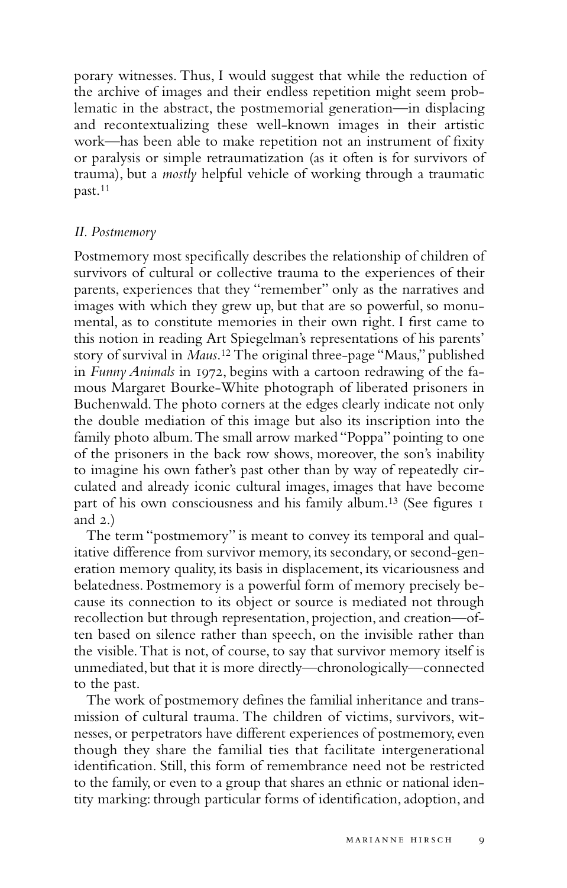porary witnesses. Thus, I would suggest that while the reduction of the archive of images and their endless repetition might seem problematic in the abstract, the postmemorial generation—in displacing and recontextualizing these well-known images in their artistic work—has been able to make repetition not an instrument of fixity or paralysis or simple retraumatization (as it often is for survivors of trauma), but a *mostly* helpful vehicle of working through a traumatic past.[11]

## *II. Postmemory*

Postmemory most specifically describes the relationship of children of survivors of cultural or collective trauma to the experiences of their parents, experiences that they "remember" only as the narratives and images with which they grew up, but that are so powerful, so monumental, as to constitute memories in their own right. I first came to this notion in reading Art Spiegelman's representations of his parents' story of survival in *Maus*.[12] The original three-page "Maus," published in *Funny Animals* in 1972, begins with a cartoon redrawing of the famous Margaret Bourke-White photograph of liberated prisoners in Buchenwald. The photo corners at the edges clearly indicate not only the double mediation of this image but also its inscription into the family photo album. The small arrow marked "Poppa" pointing to one of the prisoners in the back row shows, moreover, the son's inability to imagine his own father's past other than by way of repeatedly circulated and already iconic cultural images, images that have become part of his own consciousness and his family album.[13] (See figures 1 and 2.)

The term "postmemory" is meant to convey its temporal and qualitative difference from survivor memory, its secondary, or second-generation memory quality, its basis in displacement, its vicariousness and belatedness. Postmemory is a powerful form of memory precisely because its connection to its object or source is mediated not through recollection but through representation, projection, and creation—often based on silence rather than speech, on the invisible rather than the visible. That is not, of course, to say that survivor memory itself is unmediated, but that it is more directly—chronologically—connected to the past.

The work of postmemory defines the familial inheritance and transmission of cultural trauma. The children of victims, survivors, witnesses, or perpetrators have different experiences of postmemory, even though they share the familial ties that facilitate intergenerational identification. Still, this form of remembrance need not be restricted to the family, or even to a group that shares an ethnic or national identity marking: through particular forms of identification, adoption, and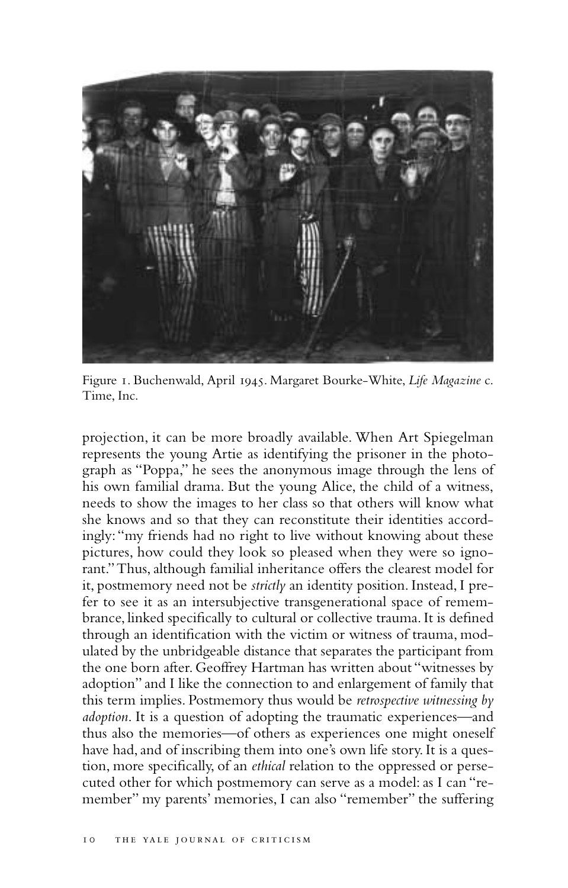Figure 1. Buchenwald, April 1945. Margaret Bourke-White, *Life Magazine* c. Time, Inc.

projection, it can be more broadly available. When Art Spiegelman represents the young Artie as identifying the prisoner in the photograph as "Poppa," he sees the anonymous image through the lens of his own familial drama. But the young Alice, the child of a witness, needs to show the images to her class so that others will know what she knows and so that they can reconstitute their identities accordingly: "my friends had no right to live without knowing about these pictures, how could they look so pleased when they were so ignorant." Thus, although familial inheritance offers the clearest model for it, postmemory need not be *strictly* an identity position. Instead, I prefer to see it as an intersubjective transgenerational space of remembrance, linked specifically to cultural or collective trauma. It is defined through an identification with the victim or witness of trauma, modulated by the unbridgeable distance that separates the participant from the one born after. Geoffrey Hartman has written about "witnesses by adoption" and I like the connection to and enlargement of family that this term implies. Postmemory thus would be *retrospective witnessing by adoption*. It is a question of adopting the traumatic experiences—and thus also the memories—of others as experiences one might oneself have had, and of inscribing them into one's own life story. It is a question, more specifically, of an *ethical* relation to the oppressed or persecuted other for which postmemory can serve as a model: as I can "remember" my parents' memories, I can also "remember" the suffering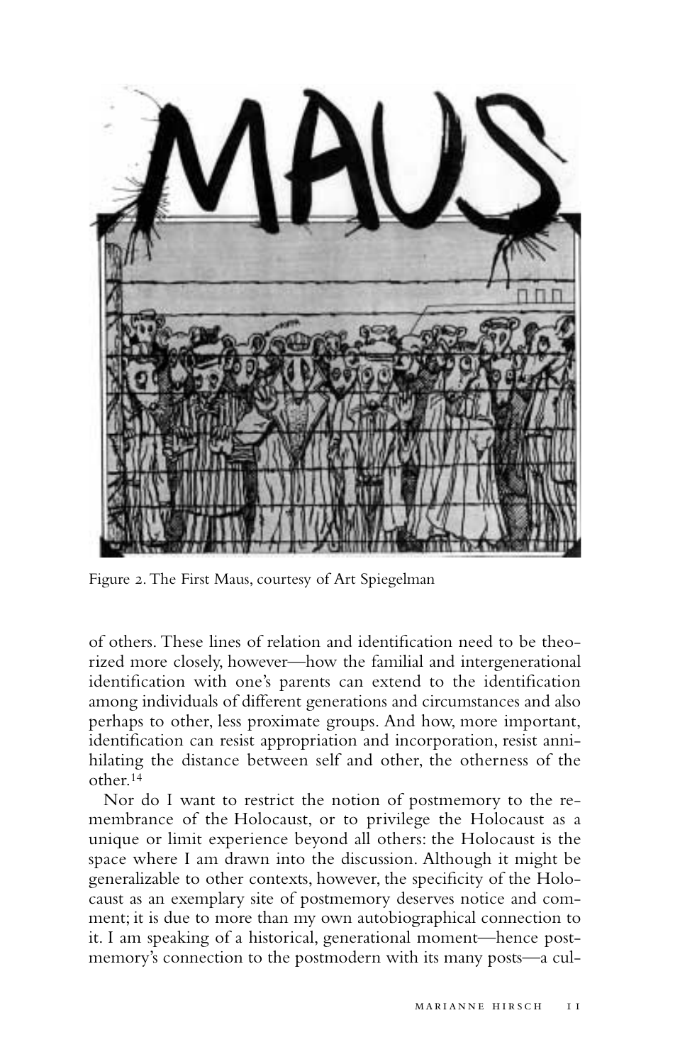Figure 2. The First Maus, courtesy of Art Spiegelman

of others. These lines of relation and identification need to be theorized more closely, however—how the familial and intergenerational identification with one's parents can extend to the identification among individuals of different generations and circumstances and also perhaps to other, less proximate groups. And how, more important, identification can resist appropriation and incorporation, resist annihilating the distance between self and other, the otherness of the other.[14]

Nor do I want to restrict the notion of postmemory to the remembrance of the Holocaust, or to privilege the Holocaust as a unique or limit experience beyond all others: the Holocaust is the space where I am drawn into the discussion. Although it might be generalizable to other contexts, however, the specificity of the Holocaust as an exemplary site of postmemory deserves notice and comment; it is due to more than my own autobiographical connection to it. I am speaking of a historical, generational moment—hence postmemory's connection to the postmodern with its many posts—a cul-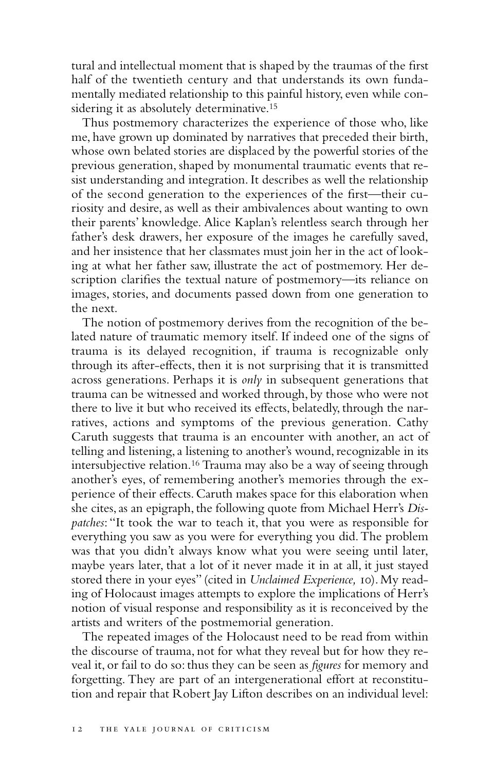tural and intellectual moment that is shaped by the traumas of the first half of the twentieth century and that understands its own fundamentally mediated relationship to this painful history, even while considering it as absolutely determinative.[15]

Thus postmemory characterizes the experience of those who, like me, have grown up dominated by narratives that preceded their birth, whose own belated stories are displaced by the powerful stories of the previous generation, shaped by monumental traumatic events that resist understanding and integration. It describes as well the relationship of the second generation to the experiences of the first—their curiosity and desire, as well as their ambivalences about wanting to own their parents' knowledge. Alice Kaplan's relentless search through her father's desk drawers, her exposure of the images he carefully saved, and her insistence that her classmates must join her in the act of looking at what her father saw, illustrate the act of postmemory. Her description clarifies the textual nature of postmemory—its reliance on images, stories, and documents passed down from one generation to the next.

The notion of postmemory derives from the recognition of the belated nature of traumatic memory itself. If indeed one of the signs of trauma is its delayed recognition, if trauma is recognizable only through its after-effects, then it is not surprising that it is transmitted across generations. Perhaps it is *only* in subsequent generations that trauma can be witnessed and worked through, by those who were not there to live it but who received its effects, belatedly, through the narratives, actions and symptoms of the previous generation. Cathy Caruth suggests that trauma is an encounter with another, an act of telling and listening, a listening to another's wound, recognizable in its intersubjective relation.[16] Trauma may also be a way of seeing through another's eyes, of remembering another's memories through the experience of their effects. Caruth makes space for this elaboration when she cites, as an epigraph, the following quote from Michael Herr's *Dispatches*: "It took the war to teach it, that you were as responsible for everything you saw as you were for everything you did. The problem was that you didn't always know what you were seeing until later, maybe years later, that a lot of it never made it in at all, it just stayed stored there in your eyes" (cited in *Unclaimed Experience,* 10). My reading of Holocaust images attempts to explore the implications of Herr's notion of visual response and responsibility as it is reconceived by the artists and writers of the postmemorial generation.

The repeated images of the Holocaust need to be read from within the discourse of trauma, not for what they reveal but for how they reveal it, or fail to do so: thus they can be seen as *figures* for memory and forgetting. They are part of an intergenerational effort at reconstitution and repair that Robert Jay Lifton describes on an individual level: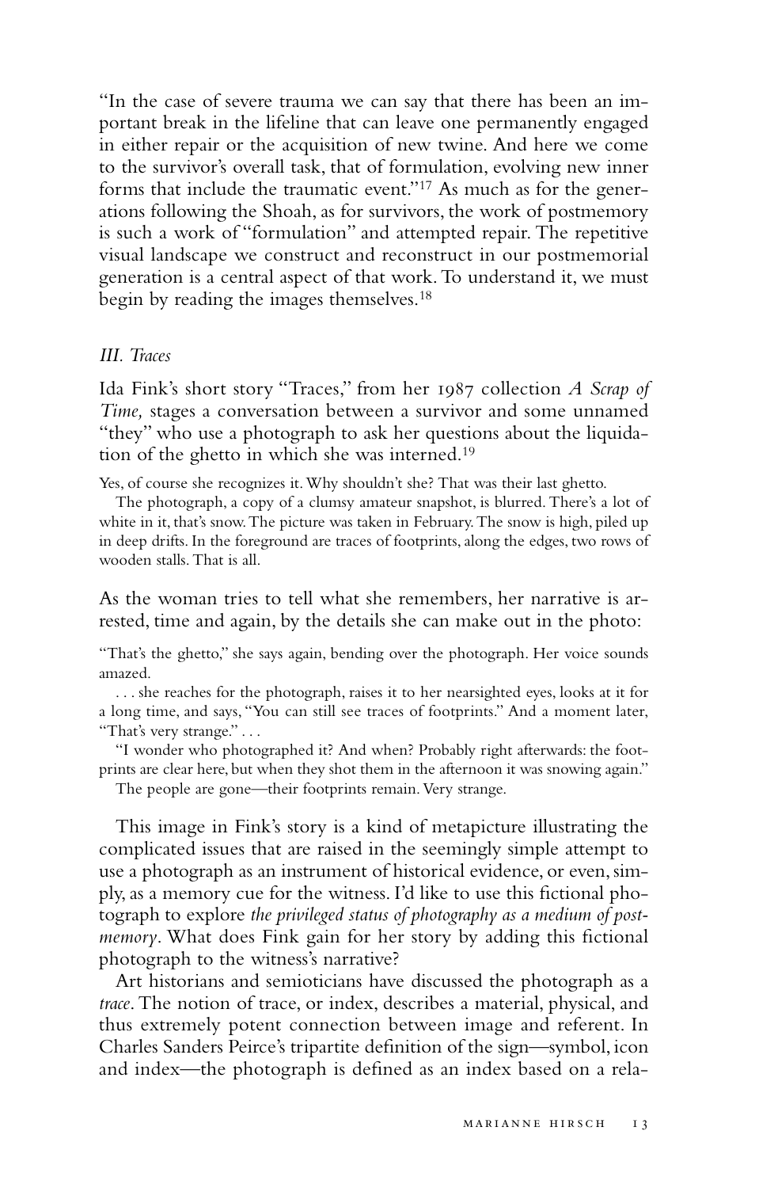"In the case of severe trauma we can say that there has been an important break in the lifeline that can leave one permanently engaged in either repair or the acquisition of new twine. And here we come to the survivor's overall task, that of formulation, evolving new inner forms that include the traumatic event."[17] As much as for the generations following the Shoah, as for survivors, the work of postmemory is such a work of "formulation" and attempted repair. The repetitive visual landscape we construct and reconstruct in our postmemorial generation is a central aspect of that work. To understand it, we must begin by reading the images themselves.[18]

### *III. Traces*

Ida Fink's short story "Traces," from her 1987 collection *A Scrap of Time,* stages a conversation between a survivor and some unnamed "they" who use a photograph to ask her questions about the liquidation of the ghetto in which she was interned.[19]

> Yes, of course she recognizes it. Why shouldn't she? That was their last ghetto.
>
> The photograph, a copy of a clumsy amateur snapshot, is blurred. There's a lot of white in it, that's snow. The picture was taken in February. The snow is high, piled up in deep drifts. In the foreground are traces of footprints, along the edges, two rows of wooden stalls. That is all.

As the woman tries to tell what she remembers, her narrative is arrested, time and again, by the details she can make out in the photo:

> "That's the ghetto," she says again, bending over the photograph. Her voice sounds amazed.
>
> . . . she reaches for the photograph, raises it to her nearsighted eyes, looks at it for a long time, and says, "You can still see traces of footprints." And a moment later, "That's very strange." . . .
>
> "I wonder who photographed it? And when? Probably right afterwards: the footprints are clear here, but when they shot them in the afternoon it was snowing again."
>
> The people are gone—their footprints remain. Very strange.

This image in Fink's story is a kind of metapicture illustrating the complicated issues that are raised in the seemingly simple attempt to use a photograph as an instrument of historical evidence, or even, simply, as a memory cue for the witness. I'd like to use this fictional photograph to explore *the privileged status of photography as a medium of postmemory*. What does Fink gain for her story by adding this fictional photograph to the witness's narrative?

Art historians and semioticians have discussed the photograph as a *trace*. The notion of trace, or index, describes a material, physical, and thus extremely potent connection between image and referent. In Charles Sanders Peirce's tripartite definition of the sign—symbol, icon and index—the photograph is defined as an index based on a rela-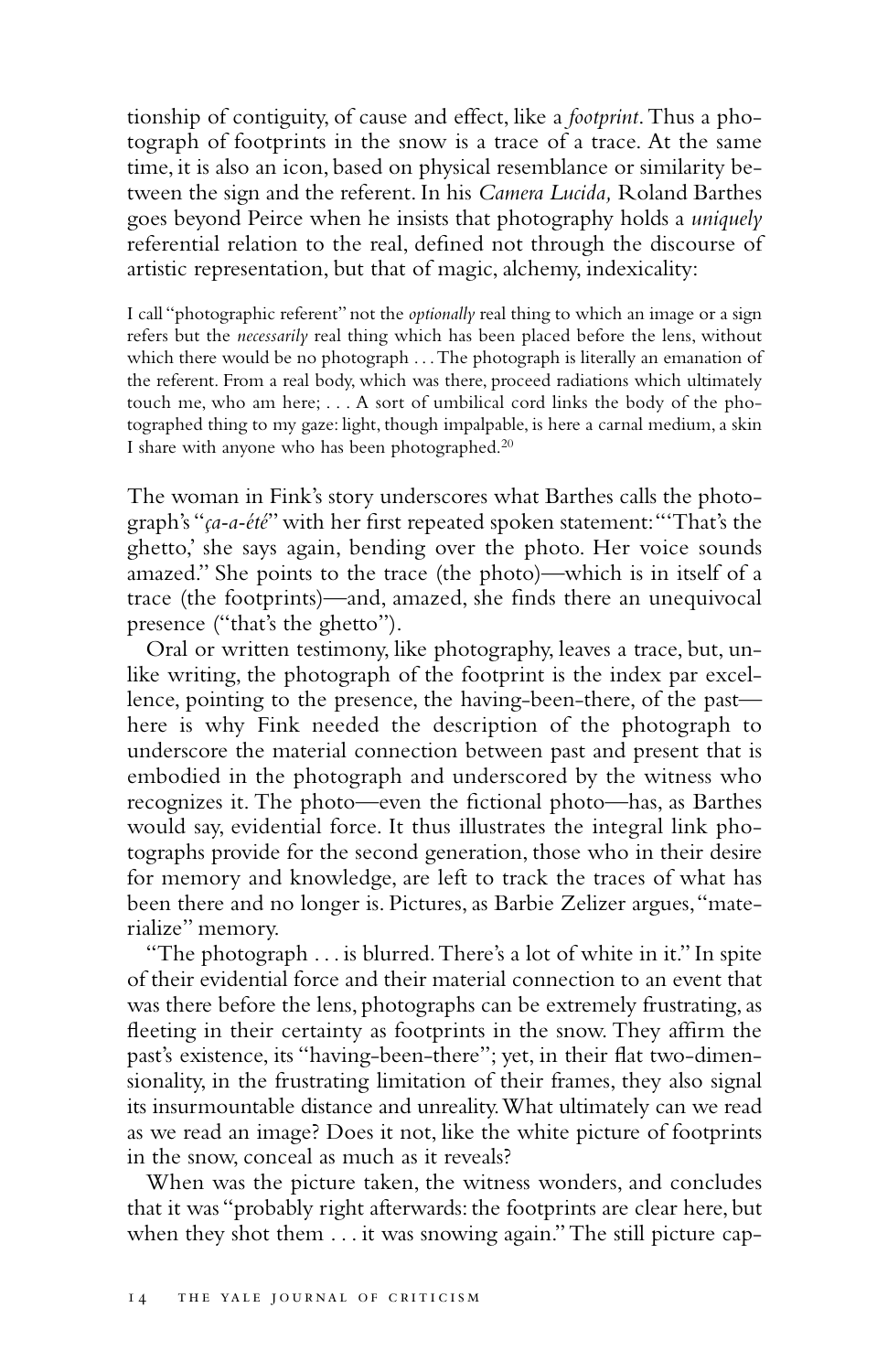tionship of contiguity, of cause and effect, like a *footprint*. Thus a photograph of footprints in the snow is a trace of a trace. At the same time, it is also an icon, based on physical resemblance or similarity between the sign and the referent. In his *Camera Lucida,* Roland Barthes goes beyond Peirce when he insists that photography holds a *uniquely* referential relation to the real, defined not through the discourse of artistic representation, but that of magic, alchemy, indexicality:

> I call "photographic referent" not the *optionally* real thing to which an image or a sign refers but the *necessarily* real thing which has been placed before the lens, without which there would be no photograph . . . The photograph is literally an emanation of the referent. From a real body, which was there, proceed radiations which ultimately touch me, who am here; . . . A sort of umbilical cord links the body of the photographed thing to my gaze: light, though impalpable, is here a carnal medium, a skin I share with anyone who has been photographed.[20]

The woman in Fink's story underscores what Barthes calls the photograph's "*ça-a-été*" with her first repeated spoken statement: "'That's the ghetto,' she says again, bending over the photo. Her voice sounds amazed." She points to the trace (the photo)—which is in itself of a trace (the footprints)—and, amazed, she finds there an unequivocal presence ("that's the ghetto").

Oral or written testimony, like photography, leaves a trace, but, unlike writing, the photograph of the footprint is the index par excellence, pointing to the presence, the having-been-there, of the past—here is why Fink needed the description of the photograph to underscore the material connection between past and present that is embodied in the photograph and underscored by the witness who recognizes it. The photo—even the fictional photo—has, as Barthes would say, evidential force. It thus illustrates the integral link photographs provide for the second generation, those who in their desire for memory and knowledge, are left to track the traces of what has been there and no longer is. Pictures, as Barbie Zelizer argues, "materialize" memory.

"The photograph . . . is blurred. There's a lot of white in it." In spite of their evidential force and their material connection to an event that was there before the lens, photographs can be extremely frustrating, as fleeting in their certainty as footprints in the snow. They affirm the past's existence, its "having-been-there"; yet, in their flat two-dimensionality, in the frustrating limitation of their frames, they also signal its insurmountable distance and unreality. What ultimately can we read as we read an image? Does it not, like the white picture of footprints in the snow, conceal as much as it reveals?

When was the picture taken, the witness wonders, and concludes that it was "probably right afterwards: the footprints are clear here, but when they shot them . . . it was snowing again." The still picture cap-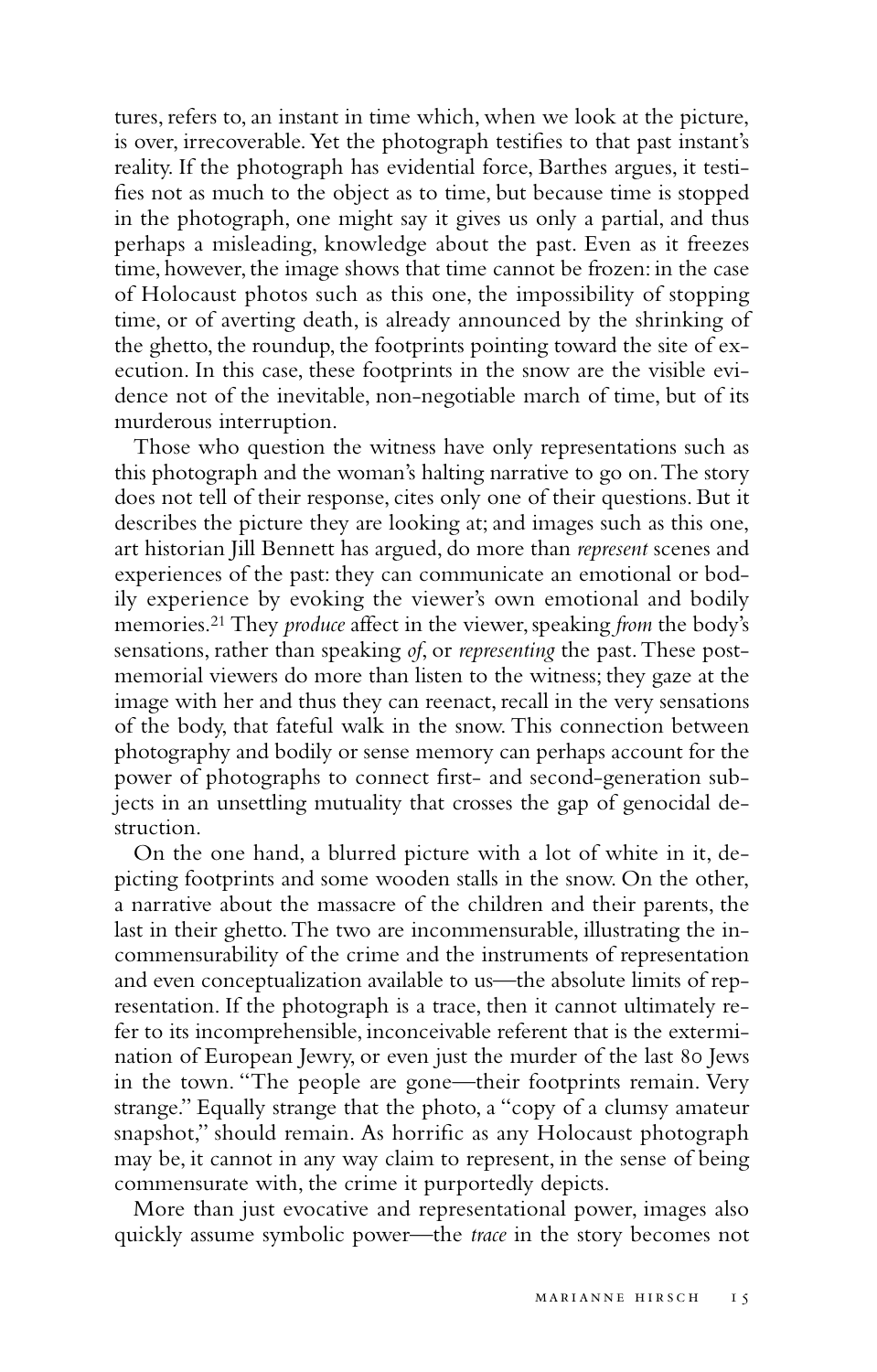tures, refers to, an instant in time which, when we look at the picture, is over, irrecoverable. Yet the photograph testifies to that past instant's reality. If the photograph has evidential force, Barthes argues, it testifies not as much to the object as to time, but because time is stopped in the photograph, one might say it gives us only a partial, and thus perhaps a misleading, knowledge about the past. Even as it freezes time, however, the image shows that time cannot be frozen: in the case of Holocaust photos such as this one, the impossibility of stopping time, or of averting death, is already announced by the shrinking of the ghetto, the roundup, the footprints pointing toward the site of execution. In this case, these footprints in the snow are the visible evidence not of the inevitable, non-negotiable march of time, but of its murderous interruption.

Those who question the witness have only representations such as this photograph and the woman's halting narrative to go on. The story does not tell of their response, cites only one of their questions. But it describes the picture they are looking at; and images such as this one, art historian Jill Bennett has argued, do more than *represent* scenes and experiences of the past: they can communicate an emotional or bodily experience by evoking the viewer's own emotional and bodily memories.[21] They *produce* affect in the viewer, speaking *from* the body's sensations, rather than speaking *of*, or *representing* the past. These postmemorial viewers do more than listen to the witness; they gaze at the image with her and thus they can reenact, recall in the very sensations of the body, that fateful walk in the snow. This connection between photography and bodily or sense memory can perhaps account for the power of photographs to connect first- and second-generation subjects in an unsettling mutuality that crosses the gap of genocidal destruction.

On the one hand, a blurred picture with a lot of white in it, depicting footprints and some wooden stalls in the snow. On the other, a narrative about the massacre of the children and their parents, the last in their ghetto. The two are incommensurable, illustrating the incommensurability of the crime and the instruments of representation and even conceptualization available to us—the absolute limits of representation. If the photograph is a trace, then it cannot ultimately refer to its incomprehensible, inconceivable referent that is the extermination of European Jewry, or even just the murder of the last 80 Jews in the town. "The people are gone—their footprints remain. Very strange." Equally strange that the photo, a "copy of a clumsy amateur snapshot," should remain. As horrific as any Holocaust photograph may be, it cannot in any way claim to represent, in the sense of being commensurate with, the crime it purportedly depicts.

More than just evocative and representational power, images also quickly assume symbolic power—the *trace* in the story becomes not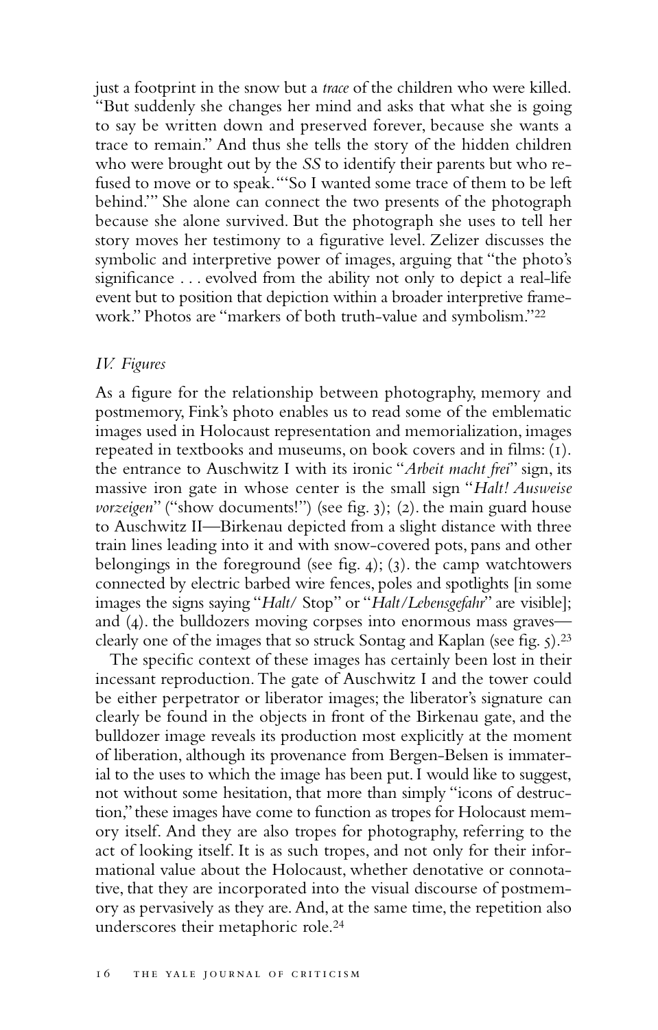just a footprint in the snow but a *trace* of the children who were killed. "But suddenly she changes her mind and asks that what she is going to say be written down and preserved forever, because she wants a trace to remain." And thus she tells the story of the hidden children who were brought out by the *SS* to identify their parents but who refused to move or to speak. "'So I wanted some trace of them to be left behind.'" She alone can connect the two presents of the photograph because she alone survived. But the photograph she uses to tell her story moves her testimony to a figurative level. Zelizer discusses the symbolic and interpretive power of images, arguing that "the photo's significance . . . evolved from the ability not only to depict a real-life event but to position that depiction within a broader interpretive framework." Photos are "markers of both truth-value and symbolism."[22]

### *IV. Figures*

As a figure for the relationship between photography, memory and postmemory, Fink's photo enables us to read some of the emblematic images used in Holocaust representation and memorialization, images repeated in textbooks and museums, on book covers and in films: (1). the entrance to Auschwitz I with its ironic "*Arbeit macht frei*" sign, its massive iron gate in whose center is the small sign "*Halt! Ausweise vorzeigen*" ("show documents!") (see fig. 3); (2). the main guard house to Auschwitz II—Birkenau depicted from a slight distance with three train lines leading into it and with snow-covered pots, pans and other belongings in the foreground (see fig. 4); (3). the camp watchtowers connected by electric barbed wire fences, poles and spotlights [in some images the signs saying "*Halt/* Stop" or "*Halt/Lebensgefahr*" are visible]; and (4). the bulldozers moving corpses into enormous mass graves—clearly one of the images that so struck Sontag and Kaplan (see fig. 5).[23]

The specific context of these images has certainly been lost in their incessant reproduction. The gate of Auschwitz I and the tower could be either perpetrator or liberator images; the liberator's signature can clearly be found in the objects in front of the Birkenau gate, and the bulldozer image reveals its production most explicitly at the moment of liberation, although its provenance from Bergen-Belsen is immaterial to the uses to which the image has been put. I would like to suggest, not without some hesitation, that more than simply "icons of destruction," these images have come to function as tropes for Holocaust memory itself. And they are also tropes for photography, referring to the act of looking itself. It is as such tropes, and not only for their informational value about the Holocaust, whether denotative or connotative, that they are incorporated into the visual discourse of postmemory as pervasively as they are. And, at the same time, the repetition also underscores their metaphoric role.[24]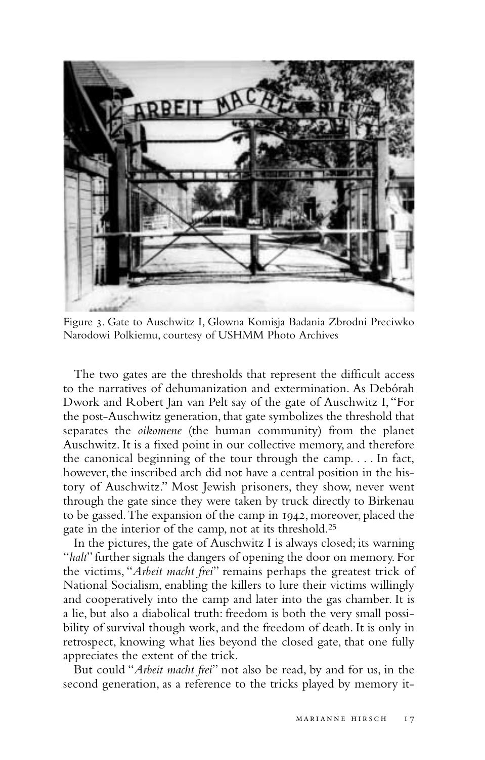Figure 3. Gate to Auschwitz I, Glowna Komisja Badania Zbrodni Preciwko Narodowi Polkiemu, courtesy of USHMM Photo Archives

The two gates are the thresholds that represent the difficult access to the narratives of dehumanization and extermination. As Debórah Dwork and Robert Jan van Pelt say of the gate of Auschwitz I, "For the post-Auschwitz generation, that gate symbolizes the threshold that separates the *oikomene* (the human community) from the planet Auschwitz. It is a fixed point in our collective memory, and therefore the canonical beginning of the tour through the camp. . . . In fact, however, the inscribed arch did not have a central position in the history of Auschwitz." Most Jewish prisoners, they show, never went through the gate since they were taken by truck directly to Birkenau to be gassed. The expansion of the camp in 1942, moreover, placed the gate in the interior of the camp, not at its threshold.[25]

In the pictures, the gate of Auschwitz I is always closed; its warning "*halt*" further signals the dangers of opening the door on memory. For the victims, "*Arbeit macht frei*" remains perhaps the greatest trick of National Socialism, enabling the killers to lure their victims willingly and cooperatively into the camp and later into the gas chamber. It is a lie, but also a diabolical truth: freedom is both the very small possibility of survival though work, and the freedom of death. It is only in retrospect, knowing what lies beyond the closed gate, that one fully appreciates the extent of the trick.

But could "*Arbeit macht frei*" not also be read, by and for us, in the second generation, as a reference to the tricks played by memory it-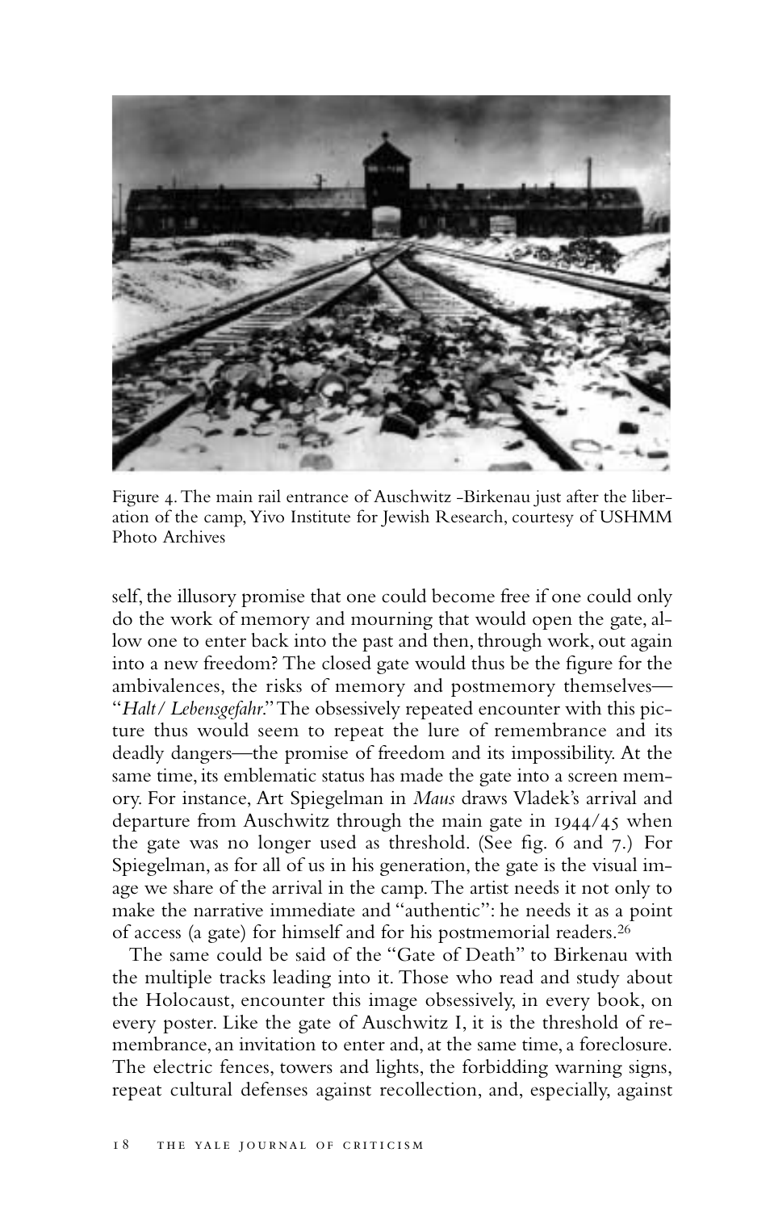Figure 4. The main rail entrance of Auschwitz -Birkenau just after the liberation of the camp, Yivo Institute for Jewish Research, courtesy of USHMM Photo Archives

self, the illusory promise that one could become free if one could only do the work of memory and mourning that would open the gate, allow one to enter back into the past and then, through work, out again into a new freedom? The closed gate would thus be the figure for the ambivalences, the risks of memory and postmemory themselves—"*Halt/ Lebensgefahr*." The obsessively repeated encounter with this picture thus would seem to repeat the lure of remembrance and its deadly dangers—the promise of freedom and its impossibility. At the same time, its emblematic status has made the gate into a screen memory. For instance, Art Spiegelman in *Maus* draws Vladek's arrival and departure from Auschwitz through the main gate in 1944/45 when the gate was no longer used as threshold. (See fig. 6 and 7.) For Spiegelman, as for all of us in his generation, the gate is the visual image we share of the arrival in the camp. The artist needs it not only to make the narrative immediate and "authentic": he needs it as a point of access (a gate) for himself and for his postmemorial readers.[26]

The same could be said of the "Gate of Death" to Birkenau with the multiple tracks leading into it. Those who read and study about the Holocaust, encounter this image obsessively, in every book, on every poster. Like the gate of Auschwitz I, it is the threshold of remembrance, an invitation to enter and, at the same time, a foreclosure. The electric fences, towers and lights, the forbidding warning signs, repeat cultural defenses against recollection, and, especially, against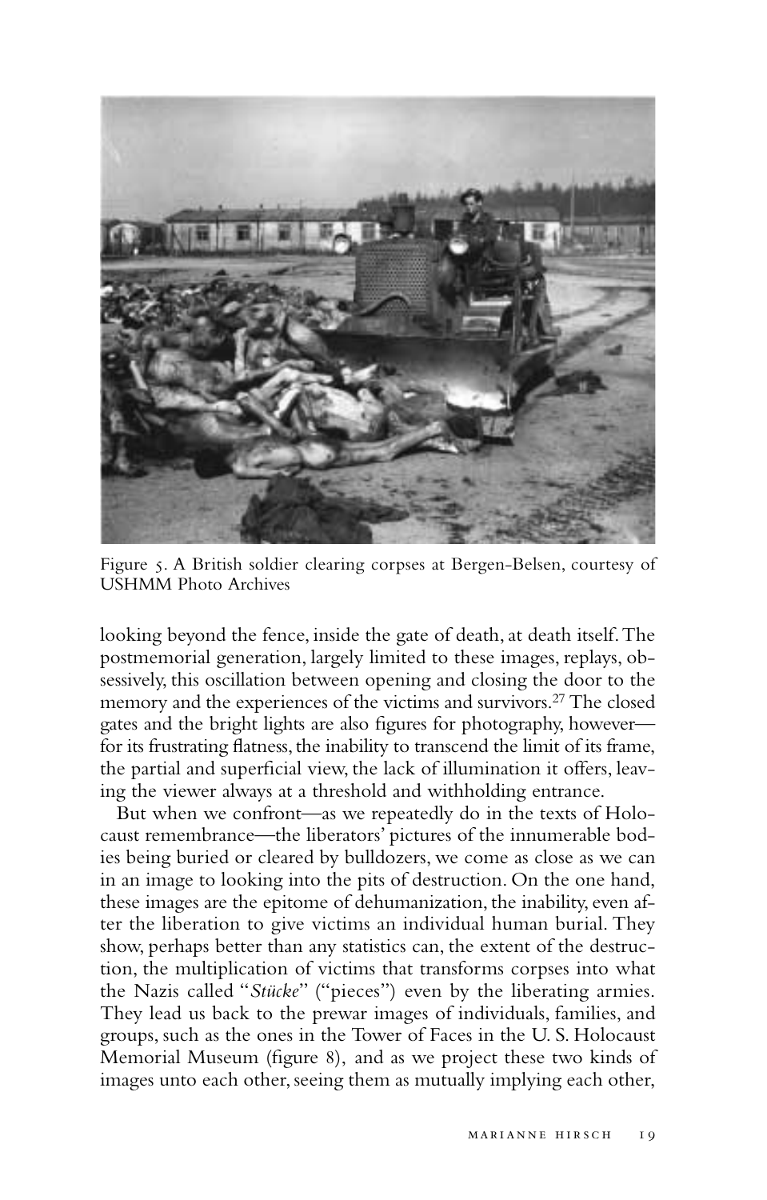Figure 5. A British soldier clearing corpses at Bergen-Belsen, courtesy of USHMM Photo Archives

looking beyond the fence, inside the gate of death, at death itself. The postmemorial generation, largely limited to these images, replays, obsessively, this oscillation between opening and closing the door to the memory and the experiences of the victims and survivors.[27] The closed gates and the bright lights are also figures for photography, however—for its frustrating flatness, the inability to transcend the limit of its frame, the partial and superficial view, the lack of illumination it offers, leaving the viewer always at a threshold and withholding entrance.

But when we confront—as we repeatedly do in the texts of Holocaust remembrance—the liberators' pictures of the innumerable bodies being buried or cleared by bulldozers, we come as close as we can in an image to looking into the pits of destruction. On the one hand, these images are the epitome of dehumanization, the inability, even after the liberation to give victims an individual human burial. They show, perhaps better than any statistics can, the extent of the destruction, the multiplication of victims that transforms corpses into what the Nazis called "*Stücke*" ("pieces") even by the liberating armies. They lead us back to the prewar images of individuals, families, and groups, such as the ones in the Tower of Faces in the U. S. Holocaust Memorial Museum (figure 8), and as we project these two kinds of images unto each other, seeing them as mutually implying each other,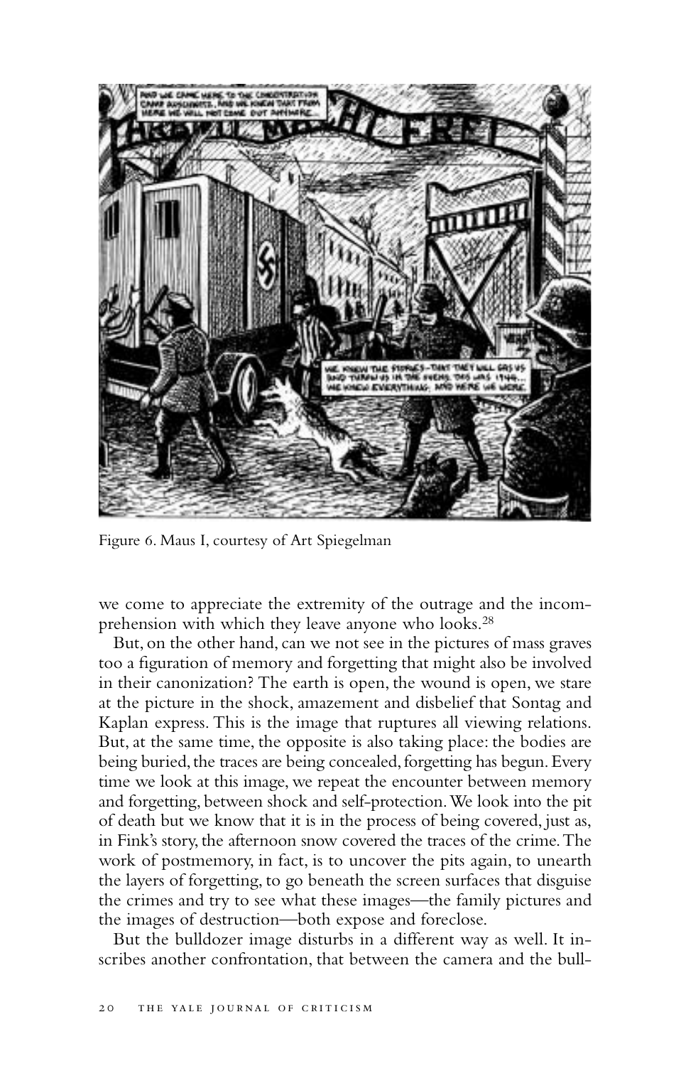Figure 6. Maus I, courtesy of Art Spiegelman

we come to appreciate the extremity of the outrage and the incomprehension with which they leave anyone who looks.[28]

But, on the other hand, can we not see in the pictures of mass graves too a figuration of memory and forgetting that might also be involved in their canonization? The earth is open, the wound is open, we stare at the picture in the shock, amazement and disbelief that Sontag and Kaplan express. This is the image that ruptures all viewing relations. But, at the same time, the opposite is also taking place: the bodies are being buried, the traces are being concealed, forgetting has begun. Every time we look at this image, we repeat the encounter between memory and forgetting, between shock and self-protection. We look into the pit of death but we know that it is in the process of being covered, just as, in Fink's story, the afternoon snow covered the traces of the crime. The work of postmemory, in fact, is to uncover the pits again, to unearth the layers of forgetting, to go beneath the screen surfaces that disguise the crimes and try to see what these images—the family pictures and the images of destruction—both expose and foreclose.

But the bulldozer image disturbs in a different way as well. It inscribes another confrontation, that between the camera and the bull-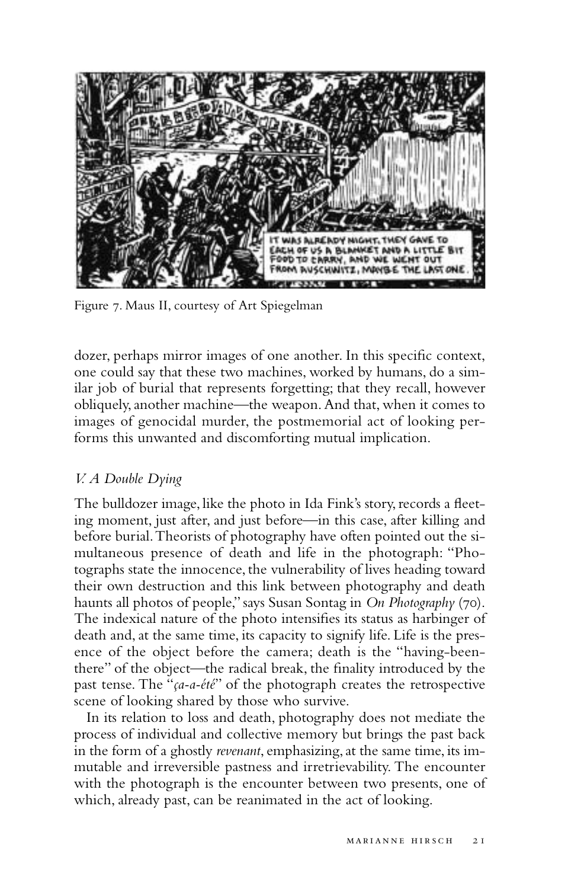Figure 7. Maus II, courtesy of Art Spiegelman

dozer, perhaps mirror images of one another. In this specific context, one could say that these two machines, worked by humans, do a similar job of burial that represents forgetting; that they recall, however obliquely, another machine—the weapon. And that, when it comes to images of genocidal murder, the postmemorial act of looking performs this unwanted and discomforting mutual implication.

### *V. A Double Dying*

The bulldozer image, like the photo in Ida Fink's story, records a fleeting moment, just after, and just before—in this case, after killing and before burial. Theorists of photography have often pointed out the simultaneous presence of death and life in the photograph: "Photographs state the innocence, the vulnerability of lives heading toward their own destruction and this link between photography and death haunts all photos of people," says Susan Sontag in *On Photography* (70). The indexical nature of the photo intensifies its status as harbinger of death and, at the same time, its capacity to signify life. Life is the presence of the object before the camera; death is the "having-been-there" of the object—the radical break, the finality introduced by the past tense. The "*ça-a-été*" of the photograph creates the retrospective scene of looking shared by those who survive.

In its relation to loss and death, photography does not mediate the process of individual and collective memory but brings the past back in the form of a ghostly *revenant*, emphasizing, at the same time, its immutable and irreversible pastness and irretrievability. The encounter with the photograph is the encounter between two presents, one of which, already past, can be reanimated in the act of looking.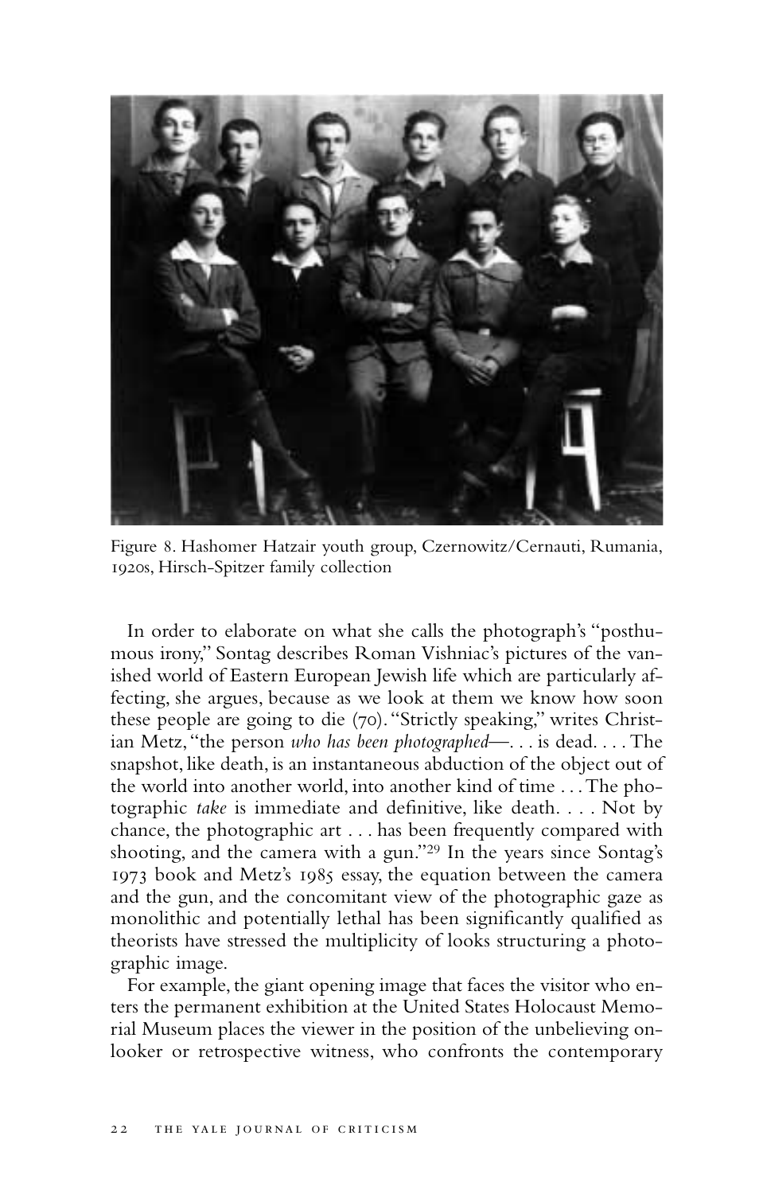Figure 8. Hashomer Hatzair youth group, Czernowitz/Cernauti, Rumania, 1920s, Hirsch-Spitzer family collection

In order to elaborate on what she calls the photograph's "posthumous irony," Sontag describes Roman Vishniac's pictures of the vanished world of Eastern European Jewish life which are particularly affecting, she argues, because as we look at them we know how soon these people are going to die (70). "Strictly speaking," writes Christian Metz, "the person *who has been photographed*—. . . is dead. . . . The snapshot, like death, is an instantaneous abduction of the object out of the world into another world, into another kind of time . . . The photographic *take* is immediate and definitive, like death. . . . Not by chance, the photographic art . . . has been frequently compared with shooting, and the camera with a gun."[29] In the years since Sontag's 1973 book and Metz's 1985 essay, the equation between the camera and the gun, and the concomitant view of the photographic gaze as monolithic and potentially lethal has been significantly qualified as theorists have stressed the multiplicity of looks structuring a photographic image.

For example, the giant opening image that faces the visitor who enters the permanent exhibition at the United States Holocaust Memorial Museum places the viewer in the position of the unbelieving onlooker or retrospective witness, who confronts the contemporary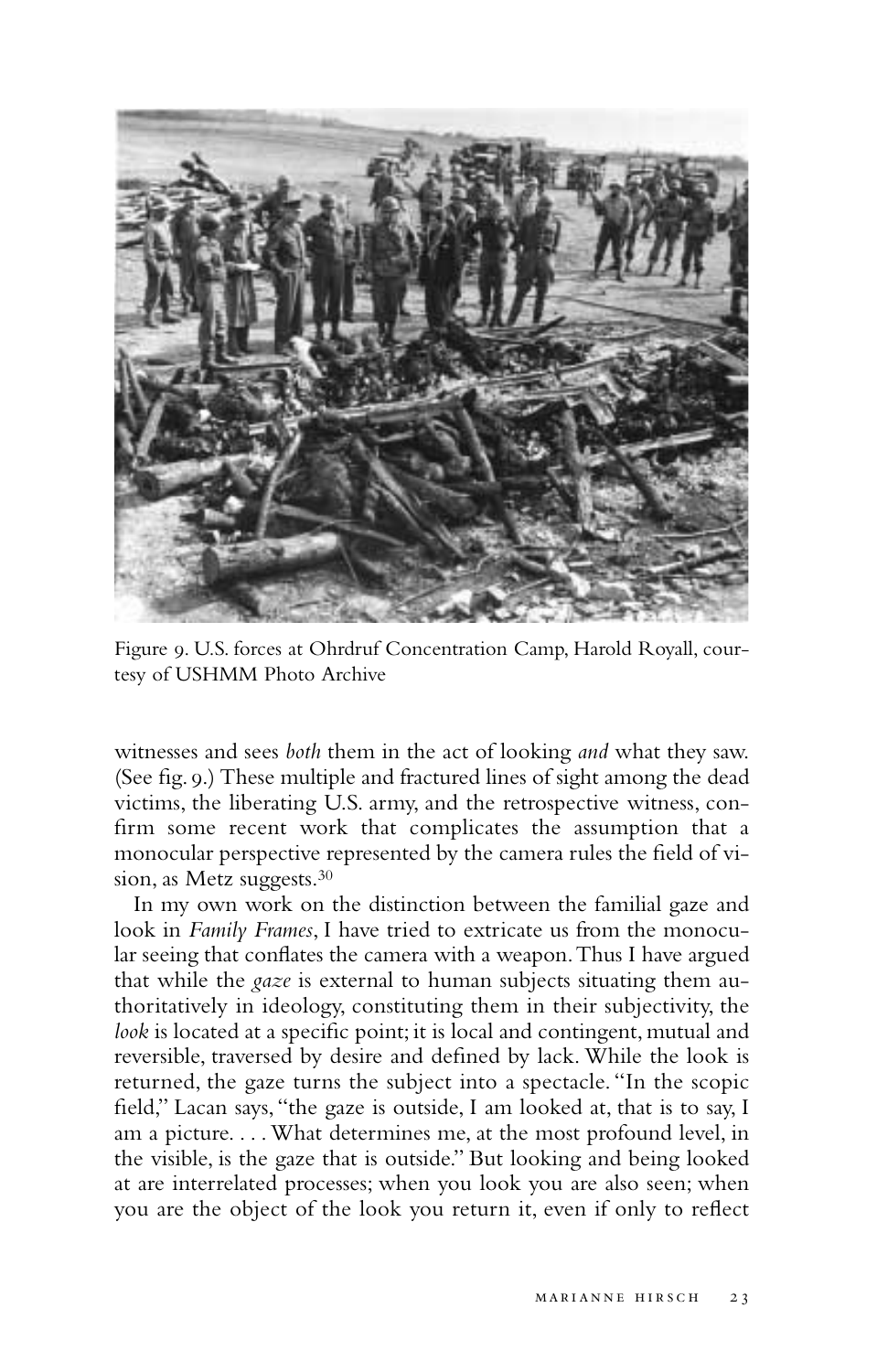Figure 9. U.S. forces at Ohrdruf Concentration Camp, Harold Royall, courtesy of USHMM Photo Archive

witnesses and sees *both* them in the act of looking *and* what they saw. (See fig. 9.) These multiple and fractured lines of sight among the dead victims, the liberating U.S. army, and the retrospective witness, confirm some recent work that complicates the assumption that a monocular perspective represented by the camera rules the field of vision, as Metz suggests.[30]

In my own work on the distinction between the familial gaze and look in *Family Frames*, I have tried to extricate us from the monocular seeing that conflates the camera with a weapon. Thus I have argued that while the *gaze* is external to human subjects situating them authoritatively in ideology, constituting them in their subjectivity, the *look* is located at a specific point; it is local and contingent, mutual and reversible, traversed by desire and defined by lack. While the look is returned, the gaze turns the subject into a spectacle. "In the scopic field," Lacan says, "the gaze is outside, I am looked at, that is to say, I am a picture. . . . What determines me, at the most profound level, in the visible, is the gaze that is outside." But looking and being looked at are interrelated processes; when you look you are also seen; when you are the object of the look you return it, even if only to reflect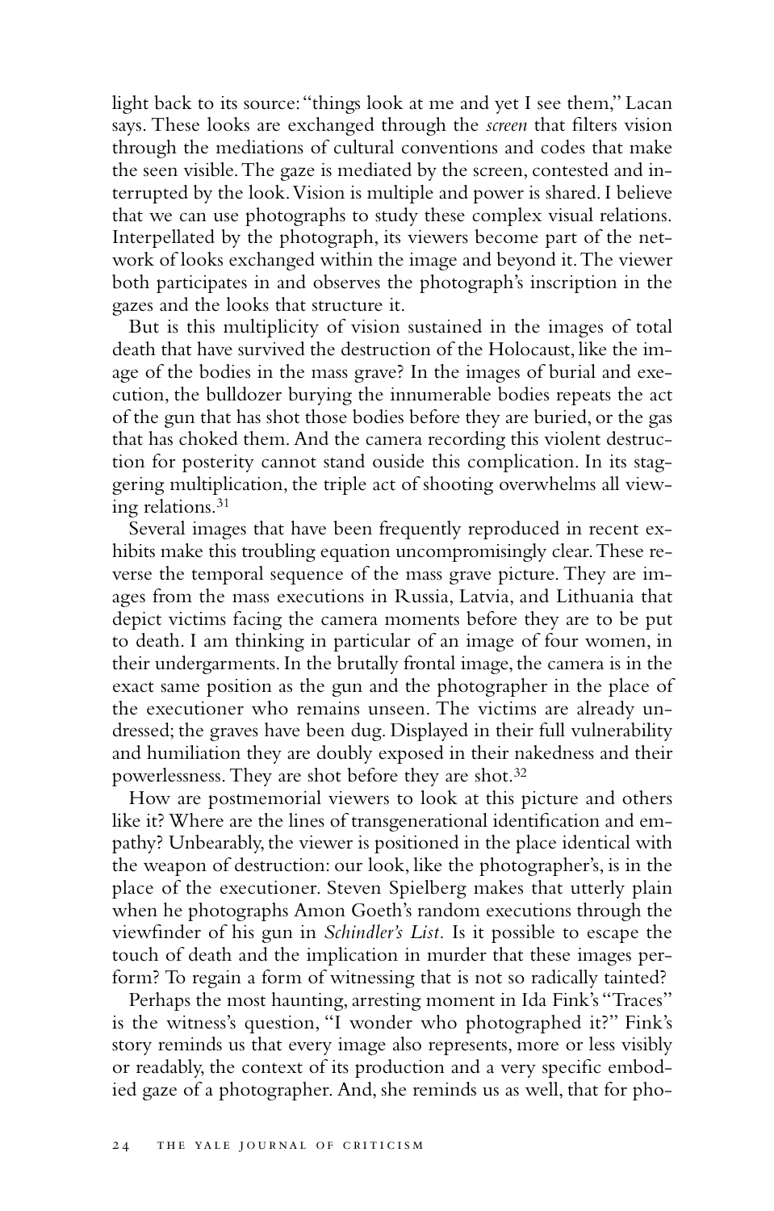light back to its source: "things look at me and yet I see them," Lacan says. These looks are exchanged through the *screen* that filters vision through the mediations of cultural conventions and codes that make the seen visible. The gaze is mediated by the screen, contested and interrupted by the look. Vision is multiple and power is shared. I believe that we can use photographs to study these complex visual relations. Interpellated by the photograph, its viewers become part of the network of looks exchanged within the image and beyond it. The viewer both participates in and observes the photograph's inscription in the gazes and the looks that structure it.

But is this multiplicity of vision sustained in the images of total death that have survived the destruction of the Holocaust, like the image of the bodies in the mass grave? In the images of burial and execution, the bulldozer burying the innumerable bodies repeats the act of the gun that has shot those bodies before they are buried, or the gas that has choked them. And the camera recording this violent destruction for posterity cannot stand ouside this complication. In its staggering multiplication, the triple act of shooting overwhelms all viewing relations.[31]

Several images that have been frequently reproduced in recent exhibits make this troubling equation uncompromisingly clear. These reverse the temporal sequence of the mass grave picture. They are images from the mass executions in Russia, Latvia, and Lithuania that depict victims facing the camera moments before they are to be put to death. I am thinking in particular of an image of four women, in their undergarments. In the brutally frontal image, the camera is in the exact same position as the gun and the photographer in the place of the executioner who remains unseen. The victims are already undressed; the graves have been dug. Displayed in their full vulnerability and humiliation they are doubly exposed in their nakedness and their powerlessness. They are shot before they are shot.[32]

How are postmemorial viewers to look at this picture and others like it? Where are the lines of transgenerational identification and empathy? Unbearably, the viewer is positioned in the place identical with the weapon of destruction: our look, like the photographer's, is in the place of the executioner. Steven Spielberg makes that utterly plain when he photographs Amon Goeth's random executions through the viewfinder of his gun in *Schindler's List.* Is it possible to escape the touch of death and the implication in murder that these images perform? To regain a form of witnessing that is not so radically tainted?

Perhaps the most haunting, arresting moment in Ida Fink's "Traces" is the witness's question, "I wonder who photographed it?" Fink's story reminds us that every image also represents, more or less visibly or readably, the context of its production and a very specific embodied gaze of a photographer. And, she reminds us as well, that for pho-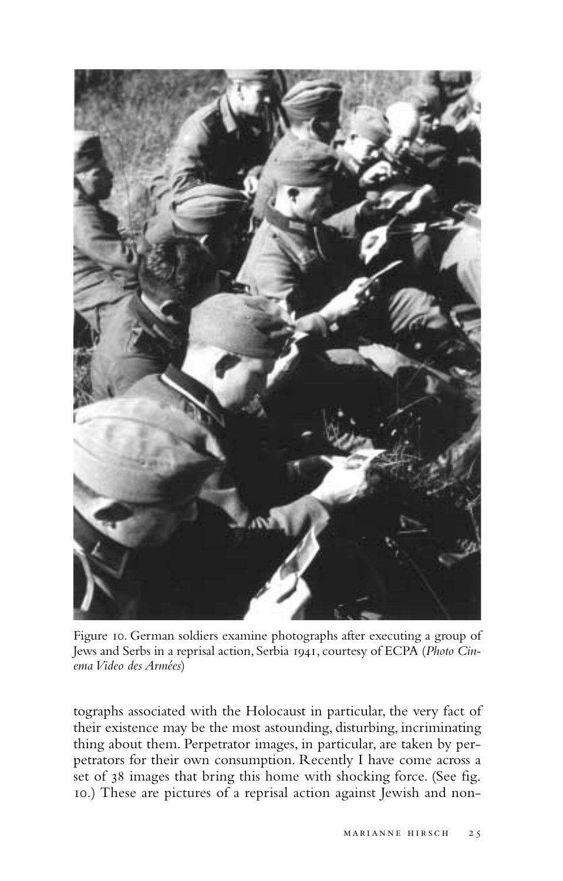Figure 10. German soldiers examine photographs after executing a group of Jews and Serbs in a reprisal action, Serbia 1941, courtesy of ECPA (*Photo Cinema Video des Armées*)

tographs associated with the Holocaust in particular, the very fact of their existence may be the most astounding, disturbing, incriminating thing about them. Perpetrator images, in particular, are taken by perpetrators for their own consumption. Recently I have come across a set of 38 images that bring this home with shocking force. (See fig. 10.) These are pictures of a reprisal action against Jewish and non-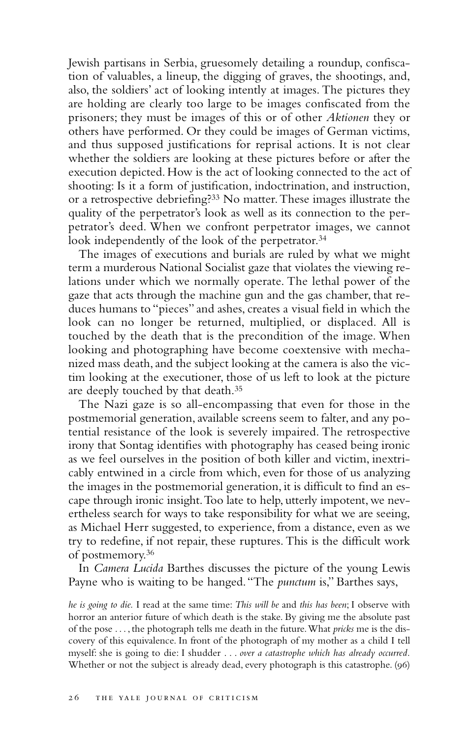Jewish partisans in Serbia, gruesomely detailing a roundup, confiscation of valuables, a lineup, the digging of graves, the shootings, and, also, the soldiers' act of looking intently at images. The pictures they are holding are clearly too large to be images confiscated from the prisoners; they must be images of this or of other *Aktionen* they or others have performed. Or they could be images of German victims, and thus supposed justifications for reprisal actions. It is not clear whether the soldiers are looking at these pictures before or after the execution depicted. How is the act of looking connected to the act of shooting: Is it a form of justification, indoctrination, and instruction, or a retrospective debriefing?[33] No matter. These images illustrate the quality of the perpetrator's look as well as its connection to the perpetrator's deed. When we confront perpetrator images, we cannot look independently of the look of the perpetrator.[34]

The images of executions and burials are ruled by what we might term a murderous National Socialist gaze that violates the viewing relations under which we normally operate. The lethal power of the gaze that acts through the machine gun and the gas chamber, that reduces humans to "pieces" and ashes, creates a visual field in which the look can no longer be returned, multiplied, or displaced. All is touched by the death that is the precondition of the image. When looking and photographing have become coextensive with mechanized mass death, and the subject looking at the camera is also the victim looking at the executioner, those of us left to look at the picture are deeply touched by that death.[35]

The Nazi gaze is so all-encompassing that even for those in the postmemorial generation, available screens seem to falter, and any potential resistance of the look is severely impaired. The retrospective irony that Sontag identifies with photography has ceased being ironic as we feel ourselves in the position of both killer and victim, inextricably entwined in a circle from which, even for those of us analyzing the images in the postmemorial generation, it is difficult to find an escape through ironic insight. Too late to help, utterly impotent, we nevertheless search for ways to take responsibility for what we are seeing, as Michael Herr suggested, to experience, from a distance, even as we try to redefine, if not repair, these ruptures. This is the difficult work of postmemory.[36]

In *Camera Lucida* Barthes discusses the picture of the young Lewis Payne who is waiting to be hanged. "The *punctum* is," Barthes says,

> *he is going to die.* I read at the same time: *This will be* and *this has been*; I observe with horror an anterior future of which death is the stake. By giving me the absolute past of the pose . . . , the photograph tells me death in the future. What *pricks* me is the discovery of this equivalence. In front of the photograph of my mother as a child I tell myself: she is going to die: I shudder . . . *over a catastrophe which has already occurred.* Whether or not the subject is already dead, every photograph is this catastrophe. (96)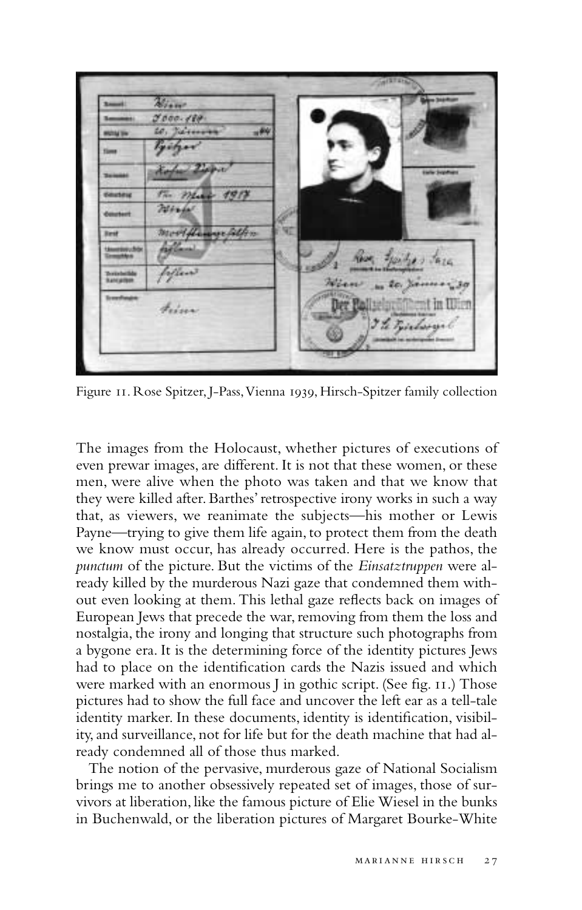Figure 11. Rose Spitzer, J-Pass, Vienna 1939, Hirsch-Spitzer family collection

The images from the Holocaust, whether pictures of executions of even prewar images, are different. It is not that these women, or these men, were alive when the photo was taken and that we know that they were killed after. Barthes' retrospective irony works in such a way that, as viewers, we reanimate the subjects—his mother or Lewis Payne—trying to give them life again, to protect them from the death we know must occur, has already occurred. Here is the pathos, the *punctum* of the picture. But the victims of the *Einsatztruppen* were already killed by the murderous Nazi gaze that condemned them without even looking at them. This lethal gaze reflects back on images of European Jews that precede the war, removing from them the loss and nostalgia, the irony and longing that structure such photographs from a bygone era. It is the determining force of the identity pictures Jews had to place on the identification cards the Nazis issued and which were marked with an enormous J in gothic script. (See fig. 11.) Those pictures had to show the full face and uncover the left ear as a tell-tale identity marker. In these documents, identity is identification, visibility, and surveillance, not for life but for the death machine that had already condemned all of those thus marked.

The notion of the pervasive, murderous gaze of National Socialism brings me to another obsessively repeated set of images, those of survivors at liberation, like the famous picture of Elie Wiesel in the bunks in Buchenwald, or the liberation pictures of Margaret Bourke-White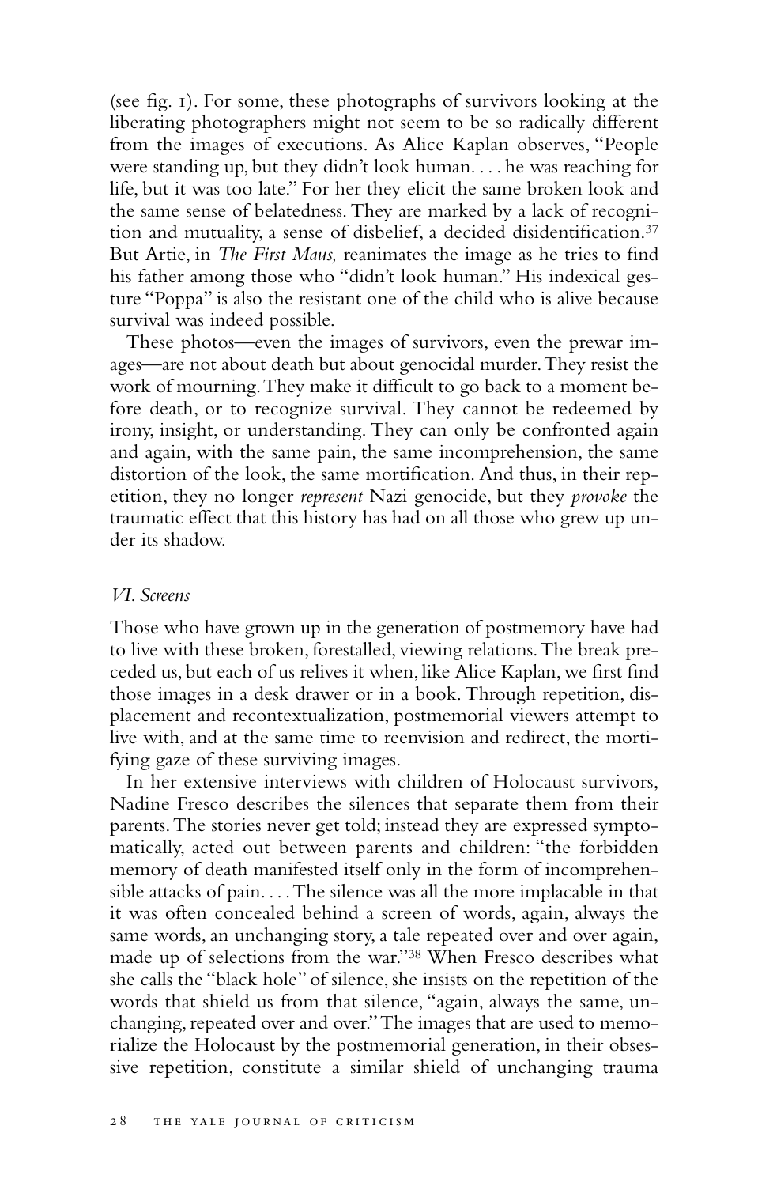(see fig. 1). For some, these photographs of survivors looking at the liberating photographers might not seem to be so radically different from the images of executions. As Alice Kaplan observes, "People were standing up, but they didn't look human. . . . he was reaching for life, but it was too late." For her they elicit the same broken look and the same sense of belatedness. They are marked by a lack of recognition and mutuality, a sense of disbelief, a decided disidentification.[37] But Artie, in *The First Maus,* reanimates the image as he tries to find his father among those who "didn't look human." His indexical gesture "Poppa" is also the resistant one of the child who is alive because survival was indeed possible.

These photos—even the images of survivors, even the prewar images—are not about death but about genocidal murder. They resist the work of mourning. They make it difficult to go back to a moment before death, or to recognize survival. They cannot be redeemed by irony, insight, or understanding. They can only be confronted again and again, with the same pain, the same incomprehension, the same distortion of the look, the same mortification. And thus, in their repetition, they no longer *represent* Nazi genocide, but they *provoke* the traumatic effect that this history has had on all those who grew up under its shadow.

### *VI. Screens*

Those who have grown up in the generation of postmemory have had to live with these broken, forestalled, viewing relations. The break preceded us, but each of us relives it when, like Alice Kaplan, we first find those images in a desk drawer or in a book. Through repetition, displacement and recontextualization, postmemorial viewers attempt to live with, and at the same time to reenvision and redirect, the mortifying gaze of these surviving images.

In her extensive interviews with children of Holocaust survivors, Nadine Fresco describes the silences that separate them from their parents. The stories never get told; instead they are expressed symptomatically, acted out between parents and children: "the forbidden memory of death manifested itself only in the form of incomprehensible attacks of pain. . . . The silence was all the more implacable in that it was often concealed behind a screen of words, again, always the same words, an unchanging story, a tale repeated over and over again, made up of selections from the war."[38] When Fresco describes what she calls the "black hole" of silence, she insists on the repetition of the words that shield us from that silence, "again, always the same, unchanging, repeated over and over." The images that are used to memorialize the Holocaust by the postmemorial generation, in their obsessive repetition, constitute a similar shield of unchanging trauma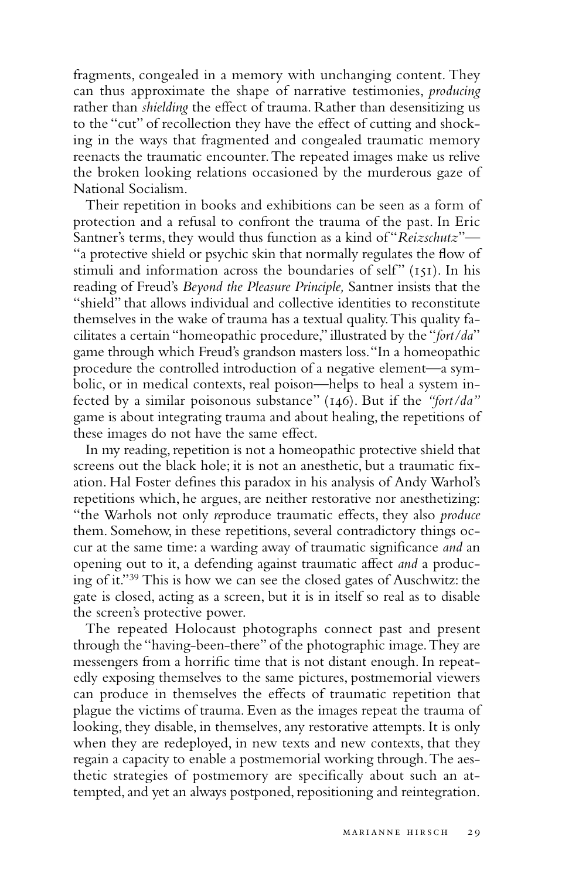fragments, congealed in a memory with unchanging content. They can thus approximate the shape of narrative testimonies, *producing* rather than *shielding* the effect of trauma. Rather than desensitizing us to the "cut" of recollection they have the effect of cutting and shocking in the ways that fragmented and congealed traumatic memory reenacts the traumatic encounter. The repeated images make us relive the broken looking relations occasioned by the murderous gaze of National Socialism.

Their repetition in books and exhibitions can be seen as a form of protection and a refusal to confront the trauma of the past. In Eric Santner's terms, they would thus function as a kind of "*Reizschutz*"—"a protective shield or psychic skin that normally regulates the flow of stimuli and information across the boundaries of self" (151). In his reading of Freud's *Beyond the Pleasure Principle,* Santner insists that the "shield" that allows individual and collective identities to reconstitute themselves in the wake of trauma has a textual quality. This quality facilitates a certain "homeopathic procedure," illustrated by the "*fort/da*" game through which Freud's grandson masters loss. "In a homeopathic procedure the controlled introduction of a negative element—a symbolic, or in medical contexts, real poison—helps to heal a system infected by a similar poisonous substance" (146). But if the *"fort/da"* game is about integrating trauma and about healing, the repetitions of these images do not have the same effect.

In my reading, repetition is not a homeopathic protective shield that screens out the black hole; it is not an anesthetic, but a traumatic fixation. Hal Foster defines this paradox in his analysis of Andy Warhol's repetitions which, he argues, are neither restorative nor anesthetizing: "the Warhols not only *re*produce traumatic effects, they also *produce* them. Somehow, in these repetitions, several contradictory things occur at the same time: a warding away of traumatic significance *and* an opening out to it, a defending against traumatic affect *and* a producing of it."[39] This is how we can see the closed gates of Auschwitz: the gate is closed, acting as a screen, but it is in itself so real as to disable the screen's protective power.

The repeated Holocaust photographs connect past and present through the "having-been-there" of the photographic image. They are messengers from a horrific time that is not distant enough. In repeatedly exposing themselves to the same pictures, postmemorial viewers can produce in themselves the effects of traumatic repetition that plague the victims of trauma. Even as the images repeat the trauma of looking, they disable, in themselves, any restorative attempts. It is only when they are redeployed, in new texts and new contexts, that they regain a capacity to enable a postmemorial working through. The aesthetic strategies of postmemory are specifically about such an attempted, and yet an always postponed, repositioning and reintegration.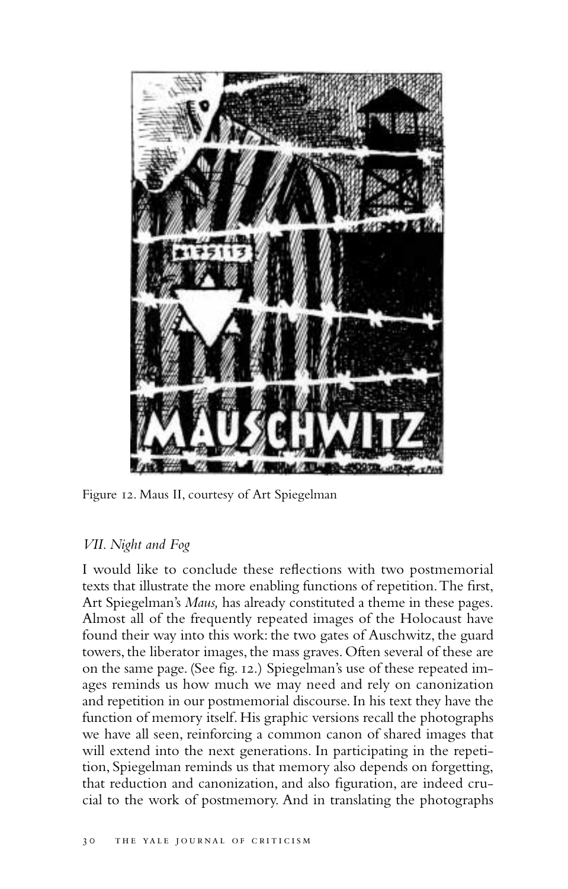Figure 12. Maus II, courtesy of Art Spiegelman

## *VII. Night and Fog*

I would like to conclude these reflections with two postmemorial texts that illustrate the more enabling functions of repetition. The first, Art Spiegelman's *Maus,* has already constituted a theme in these pages. Almost all of the frequently repeated images of the Holocaust have found their way into this work: the two gates of Auschwitz, the guard towers, the liberator images, the mass graves. Often several of these are on the same page. (See fig. 12.) Spiegelman's use of these repeated images reminds us how much we may need and rely on canonization and repetition in our postmemorial discourse. In his text they have the function of memory itself. His graphic versions recall the photographs we have all seen, reinforcing a common canon of shared images that will extend into the next generations. In participating in the repetition, Spiegelman reminds us that memory also depends on forgetting, that reduction and canonization, and also figuration, are indeed crucial to the work of postmemory. And in translating the photographs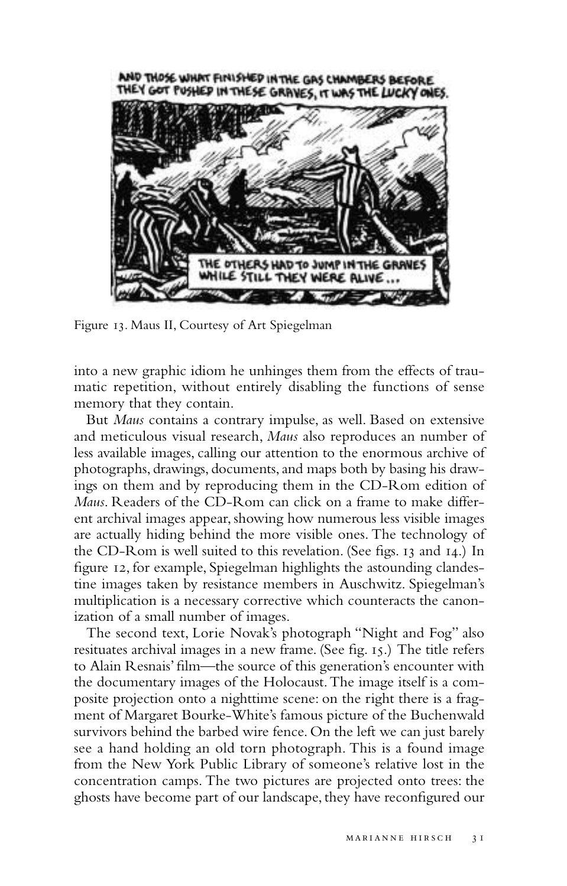Figure 13. Maus II, Courtesy of Art Spiegelman

into a new graphic idiom he unhinges them from the effects of traumatic repetition, without entirely disabling the functions of sense memory that they contain.

But *Maus* contains a contrary impulse, as well. Based on extensive and meticulous visual research, *Maus* also reproduces an number of less available images, calling our attention to the enormous archive of photographs, drawings, documents, and maps both by basing his drawings on them and by reproducing them in the CD-Rom edition of *Maus*. Readers of the CD-Rom can click on a frame to make different archival images appear, showing how numerous less visible images are actually hiding behind the more visible ones. The technology of the CD-Rom is well suited to this revelation. (See figs. 13 and 14.) In figure 12, for example, Spiegelman highlights the astounding clandestine images taken by resistance members in Auschwitz. Spiegelman's multiplication is a necessary corrective which counteracts the canonization of a small number of images.

The second text, Lorie Novak's photograph "Night and Fog" also resituates archival images in a new frame. (See fig. 15.) The title refers to Alain Resnais' film—the source of this generation's encounter with the documentary images of the Holocaust. The image itself is a composite projection onto a nighttime scene: on the right there is a fragment of Margaret Bourke-White's famous picture of the Buchenwald survivors behind the barbed wire fence. On the left we can just barely see a hand holding an old torn photograph. This is a found image from the New York Public Library of someone's relative lost in the concentration camps. The two pictures are projected onto trees: the ghosts have become part of our landscape, they have reconfigured our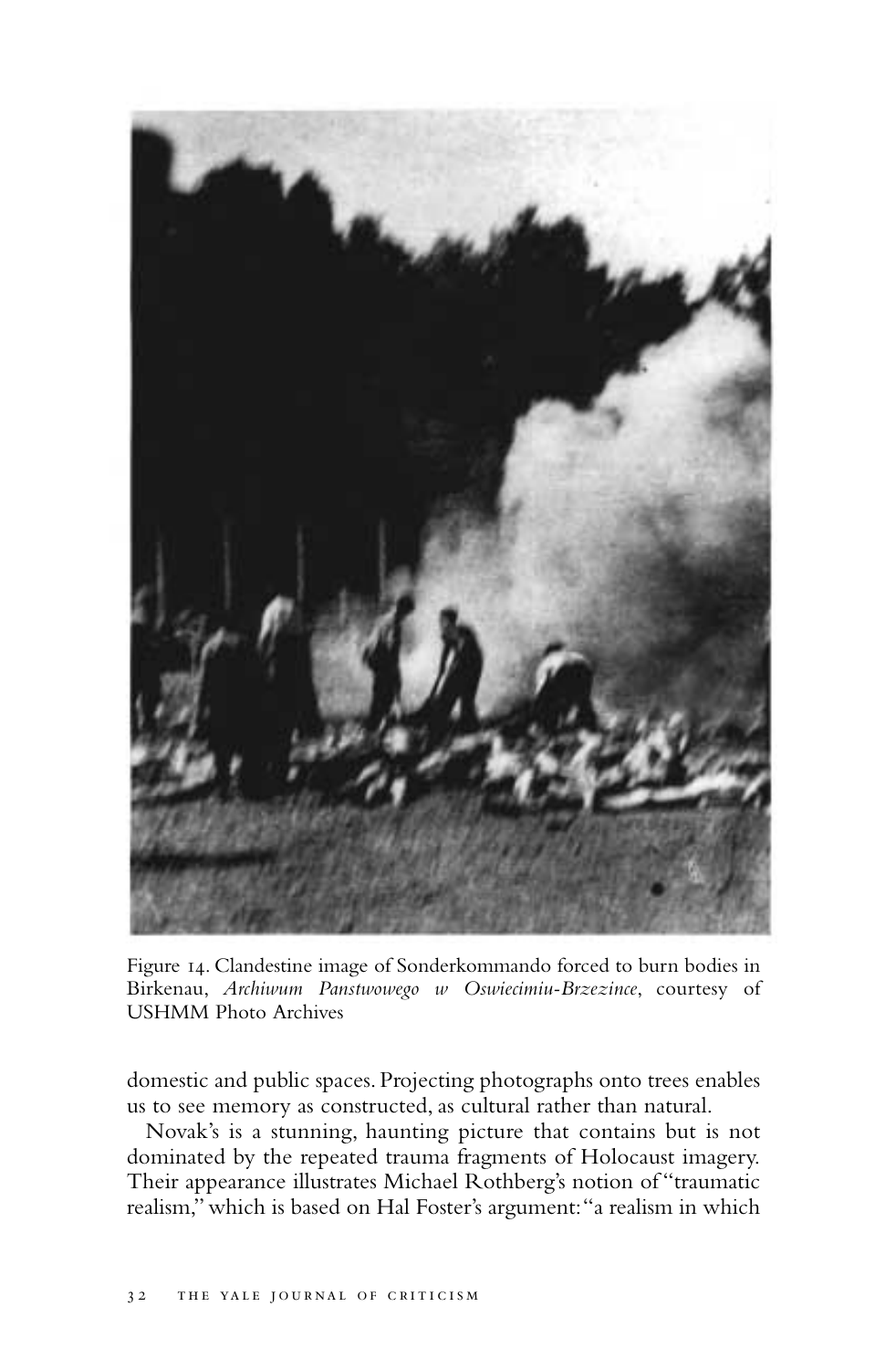Figure 14. Clandestine image of Sonderkommando forced to burn bodies in Birkenau, *Archiwum Panstwowego w Oswiecimiu-Brzezince*, courtesy of USHMM Photo Archives

domestic and public spaces. Projecting photographs onto trees enables us to see memory as constructed, as cultural rather than natural.

Novak's is a stunning, haunting picture that contains but is not dominated by the repeated trauma fragments of Holocaust imagery. Their appearance illustrates Michael Rothberg's notion of "traumatic realism," which is based on Hal Foster's argument: "a realism in which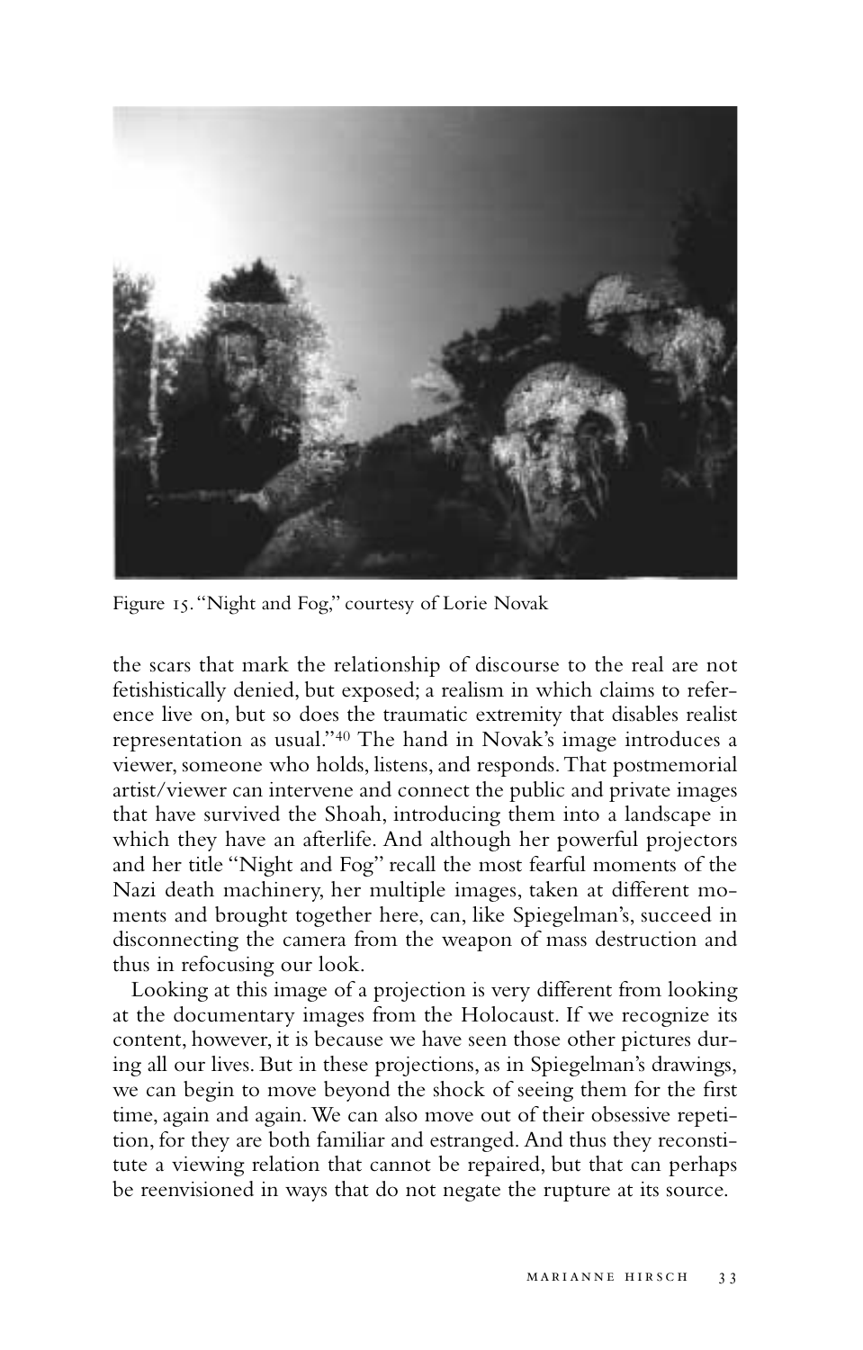Figure 15. "Night and Fog," courtesy of Lorie Novak

the scars that mark the relationship of discourse to the real are not fetishistically denied, but exposed; a realism in which claims to reference live on, but so does the traumatic extremity that disables realist representation as usual."[40] The hand in Novak's image introduces a viewer, someone who holds, listens, and responds. That postmemorial artist/viewer can intervene and connect the public and private images that have survived the Shoah, introducing them into a landscape in which they have an afterlife. And although her powerful projectors and her title "Night and Fog" recall the most fearful moments of the Nazi death machinery, her multiple images, taken at different moments and brought together here, can, like Spiegelman's, succeed in disconnecting the camera from the weapon of mass destruction and thus in refocusing our look.

Looking at this image of a projection is very different from looking at the documentary images from the Holocaust. If we recognize its content, however, it is because we have seen those other pictures during all our lives. But in these projections, as in Spiegelman's drawings, we can begin to move beyond the shock of seeing them for the first time, again and again. We can also move out of their obsessive repetition, for they are both familiar and estranged. And thus they reconstitute a viewing relation that cannot be repaired, but that can perhaps be reenvisioned in ways that do not negate the rupture at its source.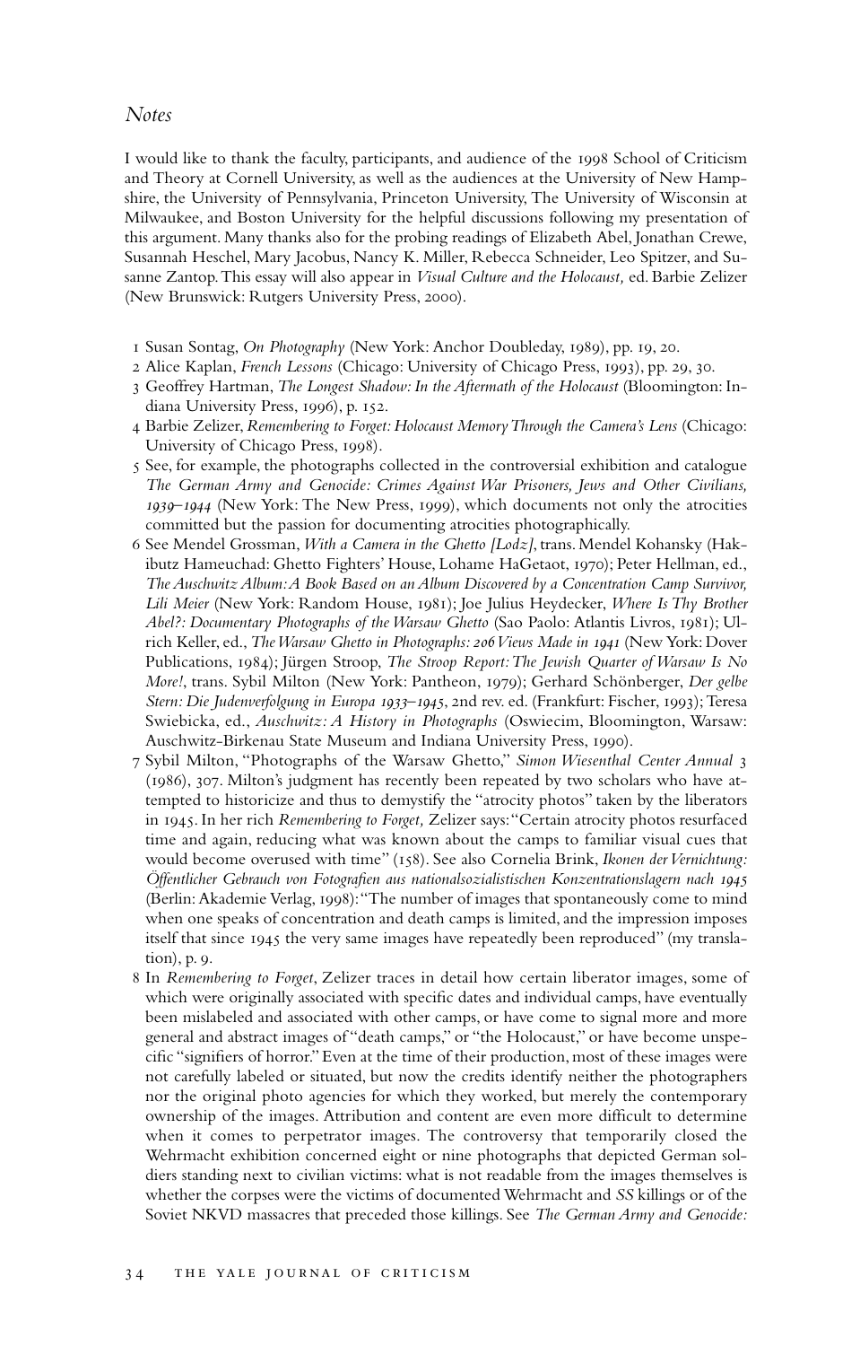## *Notes*

I would like to thank the faculty, participants, and audience of the 1998 School of Criticism and Theory at Cornell University, as well as the audiences at the University of New Hampshire, the University of Pennsylvania, Princeton University, The University of Wisconsin at Milwaukee, and Boston University for the helpful discussions following my presentation of this argument. Many thanks also for the probing readings of Elizabeth Abel, Jonathan Crewe, Susannah Heschel, Mary Jacobus, Nancy K. Miller, Rebecca Schneider, Leo Spitzer, and Susanne Zantop. This essay will also appear in *Visual Culture and the Holocaust,* ed. Barbie Zelizer (New Brunswick: Rutgers University Press, 2000).

1 Susan Sontag, *On Photography* (New York: Anchor Doubleday, 1989), pp. 19, 20.

2 Alice Kaplan, *French Lessons* (Chicago: University of Chicago Press, 1993), pp. 29, 30.

3 Geoffrey Hartman, *The Longest Shadow: In the Aftermath of the Holocaust* (Bloomington: Indiana University Press, 1996), p. 152.

4 Barbie Zelizer, *Remembering to Forget: Holocaust Memory Through the Camera's Lens* (Chicago: University of Chicago Press, 1998).

5 See, for example, the photographs collected in the controversial exhibition and catalogue *The German Army and Genocide: Crimes Against War Prisoners, Jews and Other Civilians, 1939–1944* (New York: The New Press, 1999), which documents not only the atrocities committed but the passion for documenting atrocities photographically.

6 See Mendel Grossman, *With a Camera in the Ghetto [Lodz]*, trans. Mendel Kohansky (Hakibutz Hameuchad: Ghetto Fighters' House, Lohame HaGetaot, 1970); Peter Hellman, ed., *The Auschwitz Album: A Book Based on an Album Discovered by a Concentration Camp Survivor, Lili Meier* (New York: Random House, 1981); Joe Julius Heydecker, *Where Is Thy Brother Abel?: Documentary Photographs of the Warsaw Ghetto* (Sao Paolo: Atlantis Livros, 1981); Ulrich Keller, ed., *The Warsaw Ghetto in Photographs: 206 Views Made in 1941* (New York: Dover Publications, 1984); Jürgen Stroop, *The Stroop Report: The Jewish Quarter of Warsaw Is No More!*, trans. Sybil Milton (New York: Pantheon, 1979); Gerhard Schönberger, *Der gelbe Stern: Die Judenverfolgung in Europa 1933–1945*, 2nd rev. ed. (Frankfurt: Fischer, 1993); Teresa Swiebicka, ed., *Auschwitz: A History in Photographs* (Oswiecim, Bloomington, Warsaw: Auschwitz-Birkenau State Museum and Indiana University Press, 1990).

7 Sybil Milton, "Photographs of the Warsaw Ghetto," *Simon Wiesenthal Center Annual* 3 (1986), 307. Milton's judgment has recently been repeated by two scholars who have attempted to historicize and thus to demystify the "atrocity photos" taken by the liberators in 1945. In her rich *Remembering to Forget,* Zelizer says: "Certain atrocity photos resurfaced time and again, reducing what was known about the camps to familiar visual cues that would become overused with time" (158). See also Cornelia Brink, *Ikonen der Vernichtung: Öffentlicher Gebrauch von Fotografien aus nationalsozialistischen Konzentrationslagern nach 1945* (Berlin: Akademie Verlag, 1998): "The number of images that spontaneously come to mind when one speaks of concentration and death camps is limited, and the impression imposes itself that since 1945 the very same images have repeatedly been reproduced" (my translation), p. 9.

8 In *Remembering to Forget*, Zelizer traces in detail how certain liberator images, some of which were originally associated with specific dates and individual camps, have eventually been mislabeled and associated with other camps, or have come to signal more and more general and abstract images of "death camps," or "the Holocaust," or have become unspecific "signifiers of horror." Even at the time of their production, most of these images were not carefully labeled or situated, but now the credits identify neither the photographers nor the original photo agencies for which they worked, but merely the contemporary ownership of the images. Attribution and content are even more difficult to determine when it comes to perpetrator images. The controversy that temporarily closed the Wehrmacht exhibition concerned eight or nine photographs that depicted German soldiers standing next to civilian victims: what is not readable from the images themselves is whether the corpses were the victims of documented Wehrmacht and *SS* killings or of the Soviet NKVD massacres that preceded those killings. See *The German Army and Genocide:*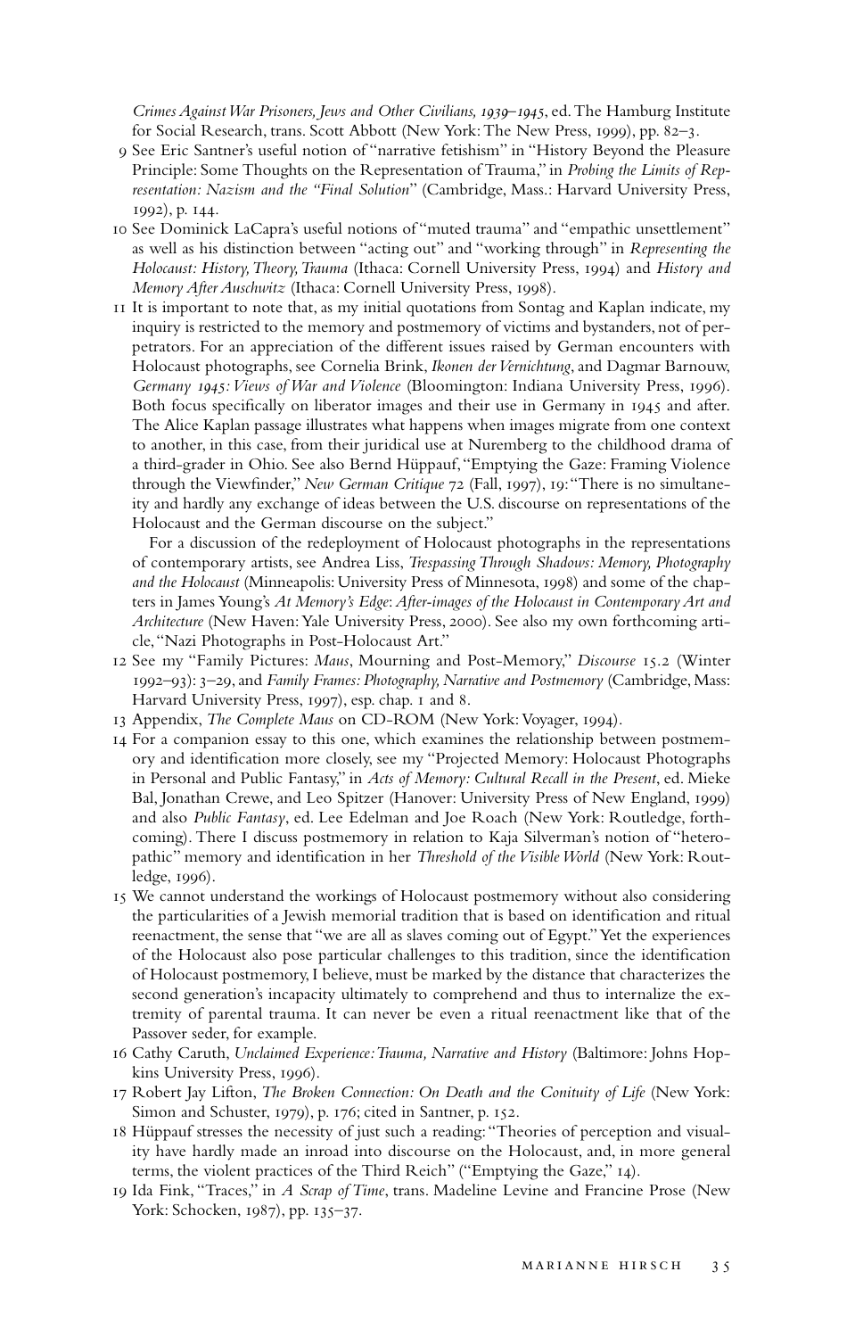*Crimes Against War Prisoners, Jews and Other Civilians, 1939–1945*, ed. The Hamburg Institute for Social Research, trans. Scott Abbott (New York: The New Press, 1999), pp. 82–3.

9 See Eric Santner's useful notion of "narrative fetishism" in "History Beyond the Pleasure Principle: Some Thoughts on the Representation of Trauma," in *Probing the Limits of Representation: Nazism and the "Final Solution"* (Cambridge, Mass.: Harvard University Press, 1992), p. 144.

10 See Dominick LaCapra's useful notions of "muted trauma" and "empathic unsettlement" as well as his distinction between "acting out" and "working through" in *Representing the Holocaust: History, Theory, Trauma* (Ithaca: Cornell University Press, 1994) and *History and Memory After Auschwitz* (Ithaca: Cornell University Press, 1998).

11 It is important to note that, as my initial quotations from Sontag and Kaplan indicate, my inquiry is restricted to the memory and postmemory of victims and bystanders, not of perpetrators. For an appreciation of the different issues raised by German encounters with Holocaust photographs, see Cornelia Brink, *Ikonen der Vernichtung*, and Dagmar Barnouw, *Germany 1945: Views of War and Violence* (Bloomington: Indiana University Press, 1996). Both focus specifically on liberator images and their use in Germany in 1945 and after. The Alice Kaplan passage illustrates what happens when images migrate from one context to another, in this case, from their juridical use at Nuremberg to the childhood drama of a third-grader in Ohio. See also Bernd Hüppauf, "Emptying the Gaze: Framing Violence through the Viewfinder," *New German Critique* 72 (Fall, 1997), 19: "There is no simultaneity and hardly any exchange of ideas between the U.S. discourse on representations of the Holocaust and the German discourse on the subject."

For a discussion of the redeployment of Holocaust photographs in the representations of contemporary artists, see Andrea Liss, *Trespassing Through Shadows: Memory, Photography and the Holocaust* (Minneapolis: University Press of Minnesota, 1998) and some of the chapters in James Young's *At Memory's Edge: After-images of the Holocaust in Contemporary Art and Architecture* (New Haven: Yale University Press, 2000). See also my own forthcoming article, "Nazi Photographs in Post-Holocaust Art."

12 See my "Family Pictures: *Maus*, Mourning and Post-Memory," *Discourse* 15.2 (Winter 1992–93): 3–29, and *Family Frames: Photography, Narrative and Postmemory* (Cambridge, Mass: Harvard University Press, 1997), esp. chap. 1 and 8.

13 Appendix, *The Complete Maus* on CD-ROM (New York: Voyager, 1994).

14 For a companion essay to this one, which examines the relationship between postmemory and identification more closely, see my "Projected Memory: Holocaust Photographs in Personal and Public Fantasy," in *Acts of Memory: Cultural Recall in the Present*, ed. Mieke Bal, Jonathan Crewe, and Leo Spitzer (Hanover: University Press of New England, 1999) and also *Public Fantasy*, ed. Lee Edelman and Joe Roach (New York: Routledge, forthcoming). There I discuss postmemory in relation to Kaja Silverman's notion of "heteropathic" memory and identification in her *Threshold of the Visible World* (New York: Routledge, 1996).

15 We cannot understand the workings of Holocaust postmemory without also considering the particularities of a Jewish memorial tradition that is based on identification and ritual reenactment, the sense that "we are all as slaves coming out of Egypt." Yet the experiences of the Holocaust also pose particular challenges to this tradition, since the identification of Holocaust postmemory, I believe, must be marked by the distance that characterizes the second generation's incapacity ultimately to comprehend and thus to internalize the extremity of parental trauma. It can never be even a ritual reenactment like that of the Passover seder, for example.

16 Cathy Caruth, *Unclaimed Experience: Trauma, Narrative and History* (Baltimore: Johns Hopkins University Press, 1996).

17 Robert Jay Lifton, *The Broken Connection: On Death and the Conituity of Life* (New York: Simon and Schuster, 1979), p. 176; cited in Santner, p. 152.

18 Hüppauf stresses the necessity of just such a reading: "Theories of perception and visuality have hardly made an inroad into discourse on the Holocaust, and, in more general terms, the violent practices of the Third Reich" ("Emptying the Gaze," 14).

19 Ida Fink, "Traces," in *A Scrap of Time*, trans. Madeline Levine and Francine Prose (New York: Schocken, 1987), pp. 135–37.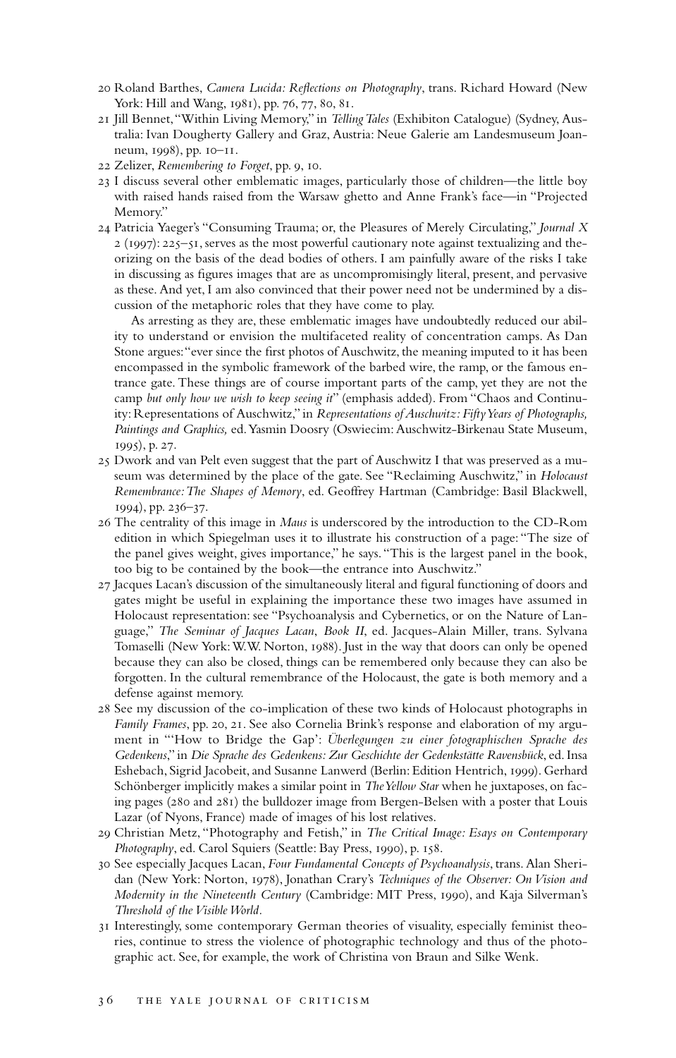20 Roland Barthes, *Camera Lucida: Reflections on Photography*, trans. Richard Howard (New York: Hill and Wang, 1981), pp. 76, 77, 80, 81.

21 Jill Bennet, "Within Living Memory," in *Telling Tales* (Exhibiton Catalogue) (Sydney, Australia: Ivan Dougherty Gallery and Graz, Austria: Neue Galerie am Landesmuseum Joanneum, 1998), pp. 10–11.

22 Zelizer, *Remembering to Forget*, pp. 9, 10.

23 I discuss several other emblematic images, particularly those of children—the little boy with raised hands raised from the Warsaw ghetto and Anne Frank's face—in "Projected Memory."

24 Patricia Yaeger's "Consuming Trauma; or, the Pleasures of Merely Circulating," *Journal X* 2 (1997): 225–51, serves as the most powerful cautionary note against textualizing and theorizing on the basis of the dead bodies of others. I am painfully aware of the risks I take in discussing as figures images that are as uncompromisingly literal, present, and pervasive as these. And yet, I am also convinced that their power need not be undermined by a discussion of the metaphoric roles that they have come to play.

As arresting as they are, these emblematic images have undoubtedly reduced our ability to understand or envision the multifaceted reality of concentration camps. As Dan Stone argues: "ever since the first photos of Auschwitz, the meaning imputed to it has been encompassed in the symbolic framework of the barbed wire, the ramp, or the famous entrance gate. These things are of course important parts of the camp, yet they are not the camp *but only how we wish to keep seeing it*" (emphasis added). From "Chaos and Continuity: Representations of Auschwitz," in *Representations of Auschwitz: Fifty Years of Photographs, Paintings and Graphics,* ed. Yasmin Doosry (Oswiecim: Auschwitz-Birkenau State Museum, 1995), p. 27.

25 Dwork and van Pelt even suggest that the part of Auschwitz I that was preserved as a museum was determined by the place of the gate. See "Reclaiming Auschwitz," in *Holocaust Remembrance: The Shapes of Memory*, ed. Geoffrey Hartman (Cambridge: Basil Blackwell, 1994), pp. 236–37.

26 The centrality of this image in *Maus* is underscored by the introduction to the CD-Rom edition in which Spiegelman uses it to illustrate his construction of a page: "The size of the panel gives weight, gives importance," he says. "This is the largest panel in the book, too big to be contained by the book—the entrance into Auschwitz."

27 Jacques Lacan's discussion of the simultaneously literal and figural functioning of doors and gates might be useful in explaining the importance these two images have assumed in Holocaust representation: see "Psychoanalysis and Cybernetics, or on the Nature of Language," *The Seminar of Jacques Lacan, Book II*, ed. Jacques-Alain Miller, trans. Sylvana Tomaselli (New York: W.W. Norton, 1988). Just in the way that doors can only be opened because they can also be closed, things can be remembered only because they can also be forgotten. In the cultural remembrance of the Holocaust, the gate is both memory and a defense against memory.

28 See my discussion of the co-implication of these two kinds of Holocaust photographs in *Family Frames*, pp. 20, 21. See also Cornelia Brink's response and elaboration of my argument in "'How to Bridge the Gap': *Überlegungen zu einer fotographischen Sprache des Gedenkens*," in *Die Sprache des Gedenkens: Zur Geschichte der Gedenkstätte Ravensbück*, ed. Insa Eshebach, Sigrid Jacobeit, and Susanne Lanwerd (Berlin: Edition Hentrich, 1999). Gerhard Schönberger implicitly makes a similar point in *The Yellow Star* when he juxtaposes, on facing pages (280 and 281) the bulldozer image from Bergen-Belsen with a poster that Louis Lazar (of Nyons, France) made of images of his lost relatives.

29 Christian Metz, "Photography and Fetish," in *The Critical Image: Essays on Contemporary Photography*, ed. Carol Squiers (Seattle: Bay Press, 1990), p. 158.

30 See especially Jacques Lacan, *Four Fundamental Concepts of Psychoanalysis*, trans. Alan Sheridan (New York: Norton, 1978), Jonathan Crary's *Techniques of the Observer: On Vision and Modernity in the Nineteenth Century* (Cambridge: MIT Press, 1990), and Kaja Silverman's *Threshold of the Visible World*.

31 Interestingly, some contemporary German theories of visuality, especially feminist theories, continue to stress the violence of photographic technology and thus of the photographic act. See, for example, the work of Christina von Braun and Silke Wenk.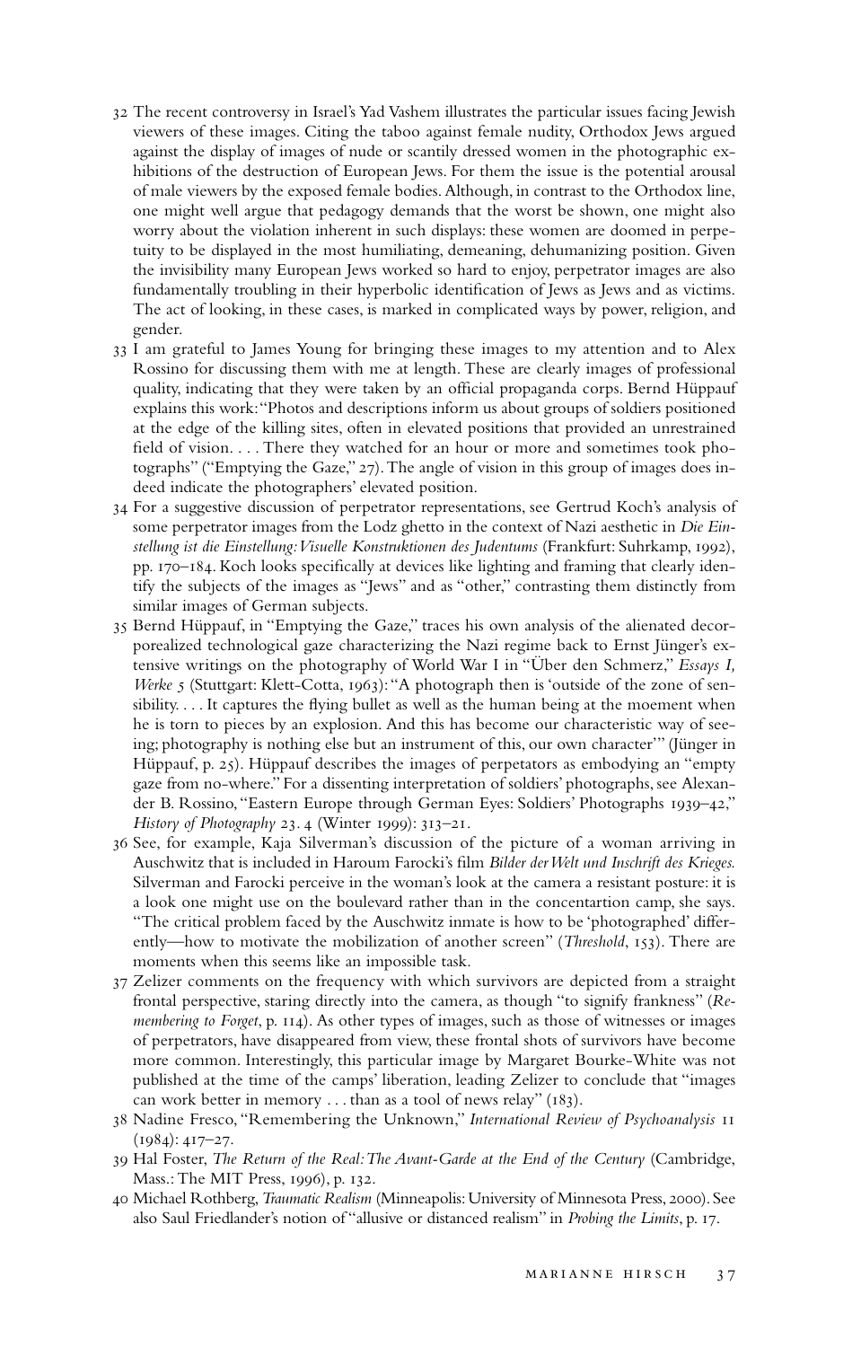32 The recent controversy in Israel's Yad Vashem illustrates the particular issues facing Jewish viewers of these images. Citing the taboo against female nudity, Orthodox Jews argued against the display of images of nude or scantily dressed women in the photographic exhibitions of the destruction of European Jews. For them the issue is the potential arousal of male viewers by the exposed female bodies. Although, in contrast to the Orthodox line, one might well argue that pedagogy demands that the worst be shown, one might also worry about the violation inherent in such displays: these women are doomed in perpetuity to be displayed in the most humiliating, demeaning, dehumanizing position. Given the invisibility many European Jews worked so hard to enjoy, perpetrator images are also fundamentally troubling in their hyperbolic identification of Jews as Jews and as victims. The act of looking, in these cases, is marked in complicated ways by power, religion, and gender.

33 I am grateful to James Young for bringing these images to my attention and to Alex Rossino for discussing them with me at length. These are clearly images of professional quality, indicating that they were taken by an official propaganda corps. Bernd Hüppauf explains this work: "Photos and descriptions inform us about groups of soldiers positioned at the edge of the killing sites, often in elevated positions that provided an unrestrained field of vision. . . . There they watched for an hour or more and sometimes took photographs" ("Emptying the Gaze," 27). The angle of vision in this group of images does indeed indicate the photographers' elevated position.

34 For a suggestive discussion of perpetrator representations, see Gertrud Koch's analysis of some perpetrator images from the Lodz ghetto in the context of Nazi aesthetic in *Die Einstellung ist die Einstellung: Visuelle Konstruktionen des Judentums* (Frankfurt: Suhrkamp, 1992), pp. 170–184. Koch looks specifically at devices like lighting and framing that clearly identify the subjects of the images as "Jews" and as "other," contrasting them distinctly from similar images of German subjects.

35 Bernd Hüppauf, in "Emptying the Gaze," traces his own analysis of the alienated decorporealized technological gaze characterizing the Nazi regime back to Ernst Jünger's extensive writings on the photography of World War I in "Über den Schmerz," *Essays I, Werke 5* (Stuttgart: Klett-Cotta, 1963): "A photograph then is 'outside of the zone of sensibility. . . . It captures the flying bullet as well as the human being at the moement when he is torn to pieces by an explosion. And this has become our characteristic way of seeing; photography is nothing else but an instrument of this, our own character'" (Jünger in Hüppauf, p. 25). Hüppauf describes the images of perpetators as embodying an "empty gaze from no-where." For a dissenting interpretation of soldiers' photographs, see Alexander B. Rossino, "Eastern Europe through German Eyes: Soldiers' Photographs 1939–42," *History of Photography* 23. 4 (Winter 1999): 313–21.

36 See, for example, Kaja Silverman's discussion of the picture of a woman arriving in Auschwitz that is included in Haroum Farocki's film *Bilder der Welt und Inschrift des Krieges.* Silverman and Farocki perceive in the woman's look at the camera a resistant posture: it is a look one might use on the boulevard rather than in the concentartion camp, she says. "The critical problem faced by the Auschwitz inmate is how to be 'photographed' differently—how to motivate the mobilization of another screen" (*Threshold*, 153). There are moments when this seems like an impossible task.

37 Zelizer comments on the frequency with which survivors are depicted from a straight frontal perspective, staring directly into the camera, as though "to signify frankness" (*Remembering to Forget*, p. 114). As other types of images, such as those of witnesses or images of perpetrators, have disappeared from view, these frontal shots of survivors have become more common. Interestingly, this particular image by Margaret Bourke-White was not published at the time of the camps' liberation, leading Zelizer to conclude that "images can work better in memory . . . than as a tool of news relay" (183).

38 Nadine Fresco, "Remembering the Unknown," *International Review of Psychoanalysis* 11 (1984): 417–27.

39 Hal Foster, *The Return of the Real: The Avant-Garde at the End of the Century* (Cambridge, Mass.: The MIT Press, 1996), p. 132.

40 Michael Rothberg, *Traumatic Realism* (Minneapolis: University of Minnesota Press, 2000). See also Saul Friedlander's notion of "allusive or distanced realism" in *Probing the Limits*, p. 17.